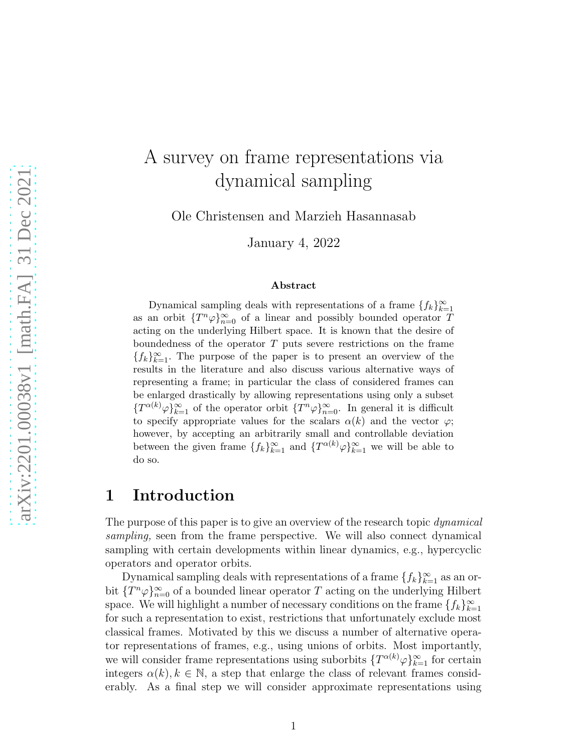# A survey on frame representations via dynamical sampling

Ole Christensen and Marzieh Hasannasab

January 4, 2022

### Abstract

Dynamical sampling deals with representations of a frame $\{f_k\}_{k=1}^{\infty}$ as an orbit $\{T^n \varphi\}_{n=0}^{\infty}$ of a linear and possibly bounded operator $T$ acting on the underlying Hilbert space. It is known that the desire of boundedness of the operator $T$ puts severe restrictions on the frame $\{f_k\}_{k=1}^{\infty}$. The purpose of the paper is to present an overview of the results in the literature and also discuss various alternative ways of representing a frame; in particular the class of considered frames can be enlarged drastically by allowing representations using only a subset $\{T^{\alpha(k)}\varphi\}_{k=1}^{\infty}$ of the operator orbit $\{T^n \varphi\}_{n=0}^{\infty}$. In general it is difficult to specify appropriate values for the scalars $\alpha(k)$ and the vector $\varphi$; however, by accepting an arbitrarily small and controllable deviation between the given frame $\{f_k\}_{k=1}^{\infty}$ and $\{T^{\alpha(k)}\varphi\}_{k=1}^{\infty}$ we will be able to do so.

## 1 Introduction

The purpose of this paper is to give an overview of the research topic *dynamical sampling,* seen from the frame perspective. We will also connect dynamical sampling with certain developments within linear dynamics, e.g., hypercyclic operators and operator orbits.

Dynamical sampling deals with representations of a frame $\{f_k\}_{k=1}^{\infty}$ as an orbit $\{T^n \varphi\}_{n=0}^{\infty}$ of a bounded linear operator $T$ acting on the underlying Hilbert space. We will highlight a number of necessary conditions on the frame $\{f_k\}_{k=1}^{\infty}$ for such a representation to exist, restrictions that unfortunately exclude most classical frames. Motivated by this we discuss a number of alternative operator representations of frames, e.g., using unions of orbits. Most importantly, we will consider frame representations using suborbits $\{T^{\alpha(k)}\varphi\}_{k=1}^{\infty}$ for certain integers $\alpha(k), k \in \mathbb{N}$, a step that enlarge the class of relevant frames considerably. As a final step we will consider approximate representations using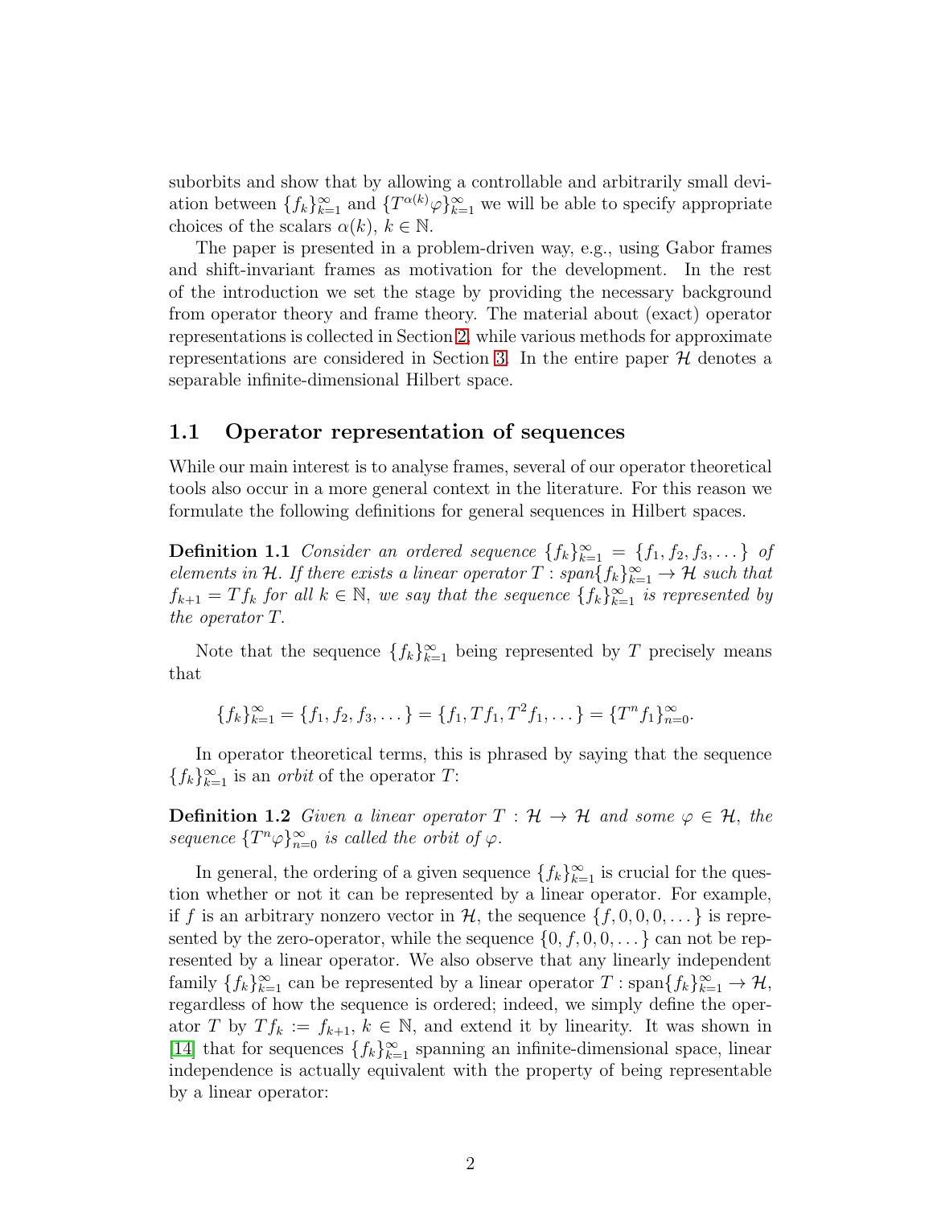suborbits and show that by allowing a controllable and arbitrarily small deviation between $\{f_k\}_{k=1}^\infty$ and $\{T^{\alpha(k)}\varphi\}_{k=1}^\infty$ we will be able to specify appropriate choices of the scalars $\alpha(k)$, $k \in \mathbb{N}$.

The paper is presented in a problem-driven way, e.g., using Gabor frames and shift-invariant frames as motivation for the development. In the rest of the introduction we set the stage by providing the necessary background from operator theory and frame theory. The material about (exact) operator representations is collected in Section 2, while various methods for approximate representations are considered in Section 3. In the entire paper $\mathcal{H}$ denotes a separable infinite-dimensional Hilbert space.

## 1.1 Operator representation of sequences

While our main interest is to analyse frames, several of our operator theoretical tools also occur in a more general context in the literature. For this reason we formulate the following definitions for general sequences in Hilbert spaces.

**Definition 1.1** *Consider an ordered sequence $\{f_k\}_{k=1}^\infty = \{f_1, f_2, f_3, \dots\}$ of elements in $\mathcal{H}$. If there exists a linear operator $T : span\{f_k\}_{k=1}^\infty \to \mathcal{H}$ such that $f_{k+1} = Tf_k$ for all $k \in \mathbb{N}$, we say that the sequence $\{f_k\}_{k=1}^\infty$ is represented by the operator $T$.*

Note that the sequence $\{f_k\}_{k=1}^\infty$ being represented by $T$ precisely means that

$$\{f_k\}_{k=1}^\infty = \{f_1, f_2, f_3, \dots\} = \{f_1, Tf_1, T^2 f_1, \dots\} = \{T^n f_1\}_{n=0}^\infty.$$

In operator theoretical terms, this is phrased by saying that the sequence $\{f_k\}_{k=1}^\infty$ is an *orbit* of the operator $T$:

**Definition 1.2** *Given a linear operator $T : \mathcal{H} \to \mathcal{H}$ and some $\varphi \in \mathcal{H}$, the sequence $\{T^n\varphi\}_{n=0}^\infty$ is called the orbit of $\varphi$.*

In general, the ordering of a given sequence $\{f_k\}_{k=1}^\infty$ is crucial for the question whether or not it can be represented by a linear operator. For example, if $f$ is an arbitrary nonzero vector in $\mathcal{H}$, the sequence $\{f, 0, 0, 0, \dots\}$ is represented by the zero-operator, while the sequence $\{0, f, 0, 0, \dots\}$ can not be represented by a linear operator. We also observe that any linearly independent family $\{f_k\}_{k=1}^\infty$ can be represented by a linear operator $T : \text{span}\{f_k\}_{k=1}^\infty \to \mathcal{H}$, regardless of how the sequence is ordered; indeed, we simply define the operator $T$ by $Tf_k := f_{k+1}$, $k \in \mathbb{N}$, and extend it by linearity. It was shown in [14] that for sequences $\{f_k\}_{k=1}^\infty$ spanning an infinite-dimensional space, linear independence is actually equivalent with the property of being representable by a linear operator: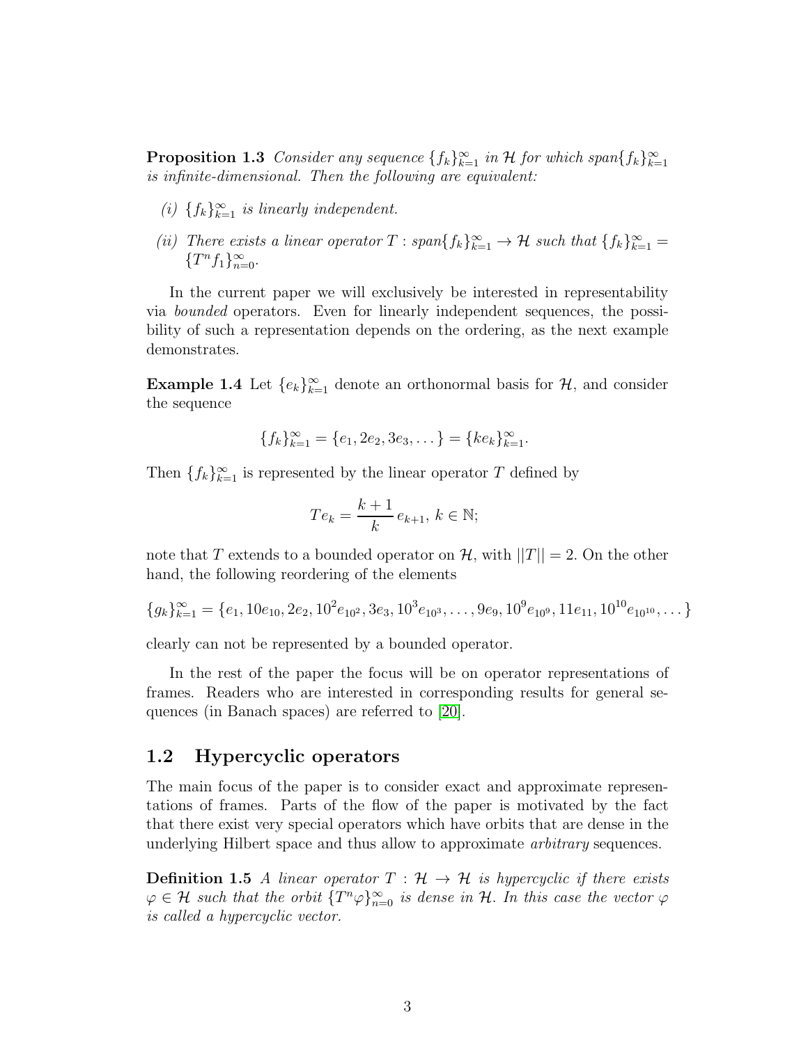**Proposition 1.3** *Consider any sequence $\{f_k\}_{k=1}^\infty$ in $\mathcal{H}$ for which $span\{f_k\}_{k=1}^\infty$ is infinite-dimensional. Then the following are equivalent:*

*(i) $\{f_k\}_{k=1}^\infty$ is linearly independent.*

*(ii) There exists a linear operator $T : span\{f_k\}_{k=1}^\infty \to \mathcal{H}$ such that $\{f_k\}_{k=1}^\infty = \{T^n f_1\}_{n=0}^\infty$.*

In the current paper we will exclusively be interested in representability via *bounded* operators. Even for linearly independent sequences, the possibility of such a representation depends on the ordering, as the next example demonstrates.

**Example 1.4** Let $\{e_k\}_{k=1}^\infty$ denote an orthonormal basis for $\mathcal{H}$, and consider the sequence

$$\{f_k\}_{k=1}^\infty = \{e_1, 2e_2, 3e_3, \dots\} = \{ke_k\}_{k=1}^\infty.$$

Then $\{f_k\}_{k=1}^\infty$ is represented by the linear operator $T$ defined by

$$Te_k = \frac{k+1}{k}\, e_{k+1},\ k \in \mathbb{N};$$

note that $T$ extends to a bounded operator on $\mathcal{H}$, with $||T|| = 2$. On the other hand, the following reordering of the elements

$$\{g_k\}_{k=1}^\infty = \{e_1, 10e_{10}, 2e_2, 10^2 e_{10^2}, 3e_3, 10^3 e_{10^3}, \dots, 9e_9, 10^9 e_{10^9}, 11e_{11}, 10^{10} e_{10^{10}}, \dots\}$$

clearly can not be represented by a bounded operator.

In the rest of the paper the focus will be on operator representations of frames. Readers who are interested in corresponding results for general sequences (in Banach spaces) are referred to [20].

## 1.2 Hypercyclic operators

The main focus of the paper is to consider exact and approximate representations of frames. Parts of the flow of the paper is motivated by the fact that there exist very special operators which have orbits that are dense in the underlying Hilbert space and thus allow to approximate *arbitrary* sequences.

**Definition 1.5** *A linear operator $T : \mathcal{H} \to \mathcal{H}$ is hypercyclic if there exists $\varphi \in \mathcal{H}$ such that the orbit $\{T^n\varphi\}_{n=0}^\infty$ is dense in $\mathcal{H}$. In this case the vector $\varphi$ is called a hypercyclic vector.*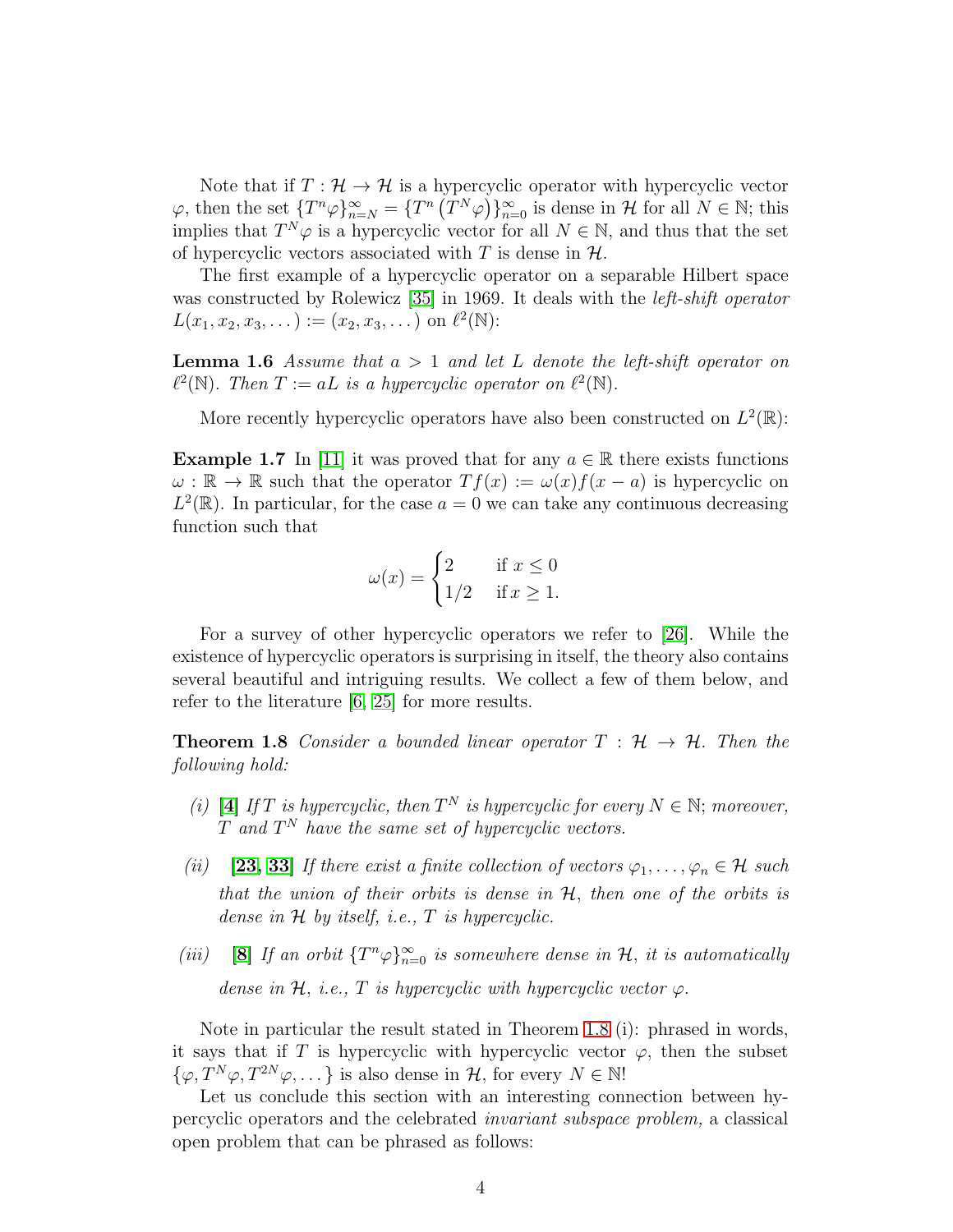Note that if $T : \mathcal{H} \to \mathcal{H}$ is a hypercyclic operator with hypercyclic vector $\varphi$, then the set $\{T^n\varphi\}_{n=N}^{\infty} = \{T^n \left(T^N\varphi\right)\}_{n=0}^{\infty}$ is dense in $\mathcal{H}$ for all $N \in \mathbb{N}$; this implies that $T^N\varphi$ is a hypercyclic vector for all $N \in \mathbb{N}$, and thus that the set of hypercyclic vectors associated with $T$ is dense in $\mathcal{H}$.

The first example of a hypercyclic operator on a separable Hilbert space was constructed by Rolewicz [35] in 1969. It deals with the *left-shift operator* $L(x_1, x_2, x_3, \dots) := (x_2, x_3, \dots)$ on $\ell^2(\mathbb{N})$:

**Lemma 1.6** *Assume that $a > 1$ and let $L$ denote the left-shift operator on $\ell^2(\mathbb{N})$. Then $T := aL$ is a hypercyclic operator on $\ell^2(\mathbb{N})$.*

More recently hypercyclic operators have also been constructed on $L^2(\mathbb{R})$:

**Example 1.7** In [11] it was proved that for any $a \in \mathbb{R}$ there exists functions $\omega : \mathbb{R} \to \mathbb{R}$ such that the operator $Tf(x) := \omega(x)f(x - a)$ is hypercyclic on $L^2(\mathbb{R})$. In particular, for the case $a = 0$ we can take any continuous decreasing function such that

$$\omega(x) = \begin{cases} 2 & \text{if } x \leq 0 \\ 1/2 & \text{if } x \geq 1. \end{cases}$$

For a survey of other hypercyclic operators we refer to [26]. While the existence of hypercyclic operators is surprising in itself, the theory also contains several beautiful and intriguing results. We collect a few of them below, and refer to the literature [6, 25] for more results.

**Theorem 1.8** *Consider a bounded linear operator $T : \mathcal{H} \to \mathcal{H}$. Then the following hold:*

*(i)* **[4]** *If $T$ is hypercyclic, then $T^N$ is hypercyclic for every $N \in \mathbb{N}$; moreover, $T$ and $T^N$ have the same set of hypercyclic vectors.*

*(ii)* **[23, 33]** *If there exist a finite collection of vectors $\varphi_1, \dots, \varphi_n \in \mathcal{H}$ such that the union of their orbits is dense in $\mathcal{H}$, then one of the orbits is dense in $\mathcal{H}$ by itself, i.e., $T$ is hypercyclic.*

*(iii)* **[8]** *If an orbit $\{T^n\varphi\}_{n=0}^{\infty}$ is somewhere dense in $\mathcal{H}$, it is automatically dense in $\mathcal{H}$, i.e., $T$ is hypercyclic with hypercyclic vector $\varphi$.*

Note in particular the result stated in Theorem 1.8 (i): phrased in words, it says that if $T$ is hypercyclic with hypercyclic vector $\varphi$, then the subset $\{\varphi, T^N\varphi, T^{2N}\varphi, \dots\}$ is also dense in $\mathcal{H}$, for every $N \in \mathbb{N}$!

Let us conclude this section with an interesting connection between hypercyclic operators and the celebrated *invariant subspace problem,* a classical open problem that can be phrased as follows: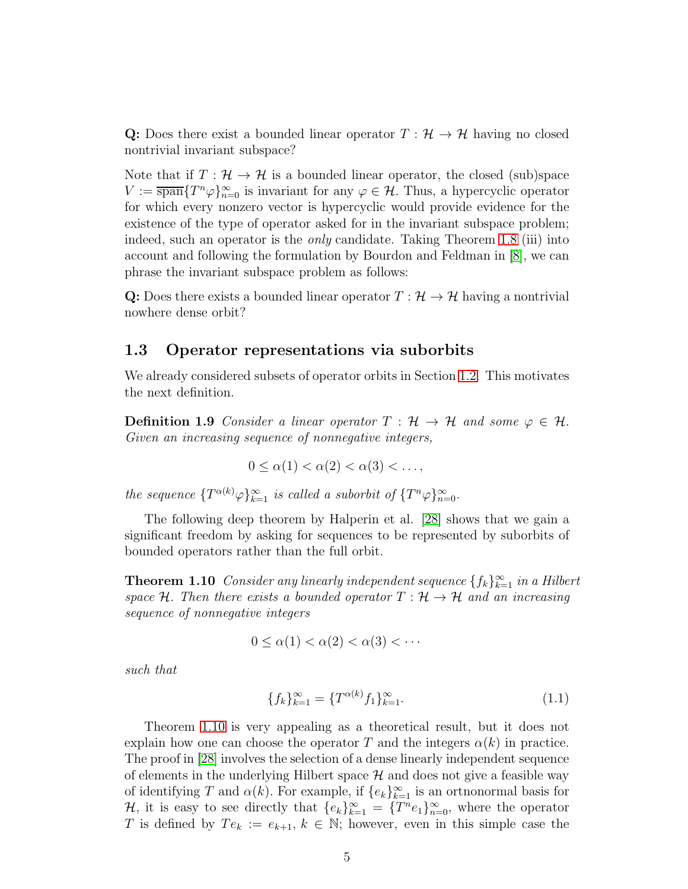**Q:** Does there exist a bounded linear operator $T : \mathcal{H} \to \mathcal{H}$ having no closed nontrivial invariant subspace?

Note that if $T : \mathcal{H} \to \mathcal{H}$ is a bounded linear operator, the closed (sub)space $V := \overline{\text{span}}\{T^n\varphi\}_{n=0}^{\infty}$ is invariant for any $\varphi \in \mathcal{H}$. Thus, a hypercyclic operator for which every nonzero vector is hypercyclic would provide evidence for the existence of the type of operator asked for in the invariant subspace problem; indeed, such an operator is the *only* candidate. Taking Theorem 1.8 (iii) into account and following the formulation by Bourdon and Feldman in [8], we can phrase the invariant subspace problem as follows:

**Q:** Does there exists a bounded linear operator $T : \mathcal{H} \to \mathcal{H}$ having a nontrivial nowhere dense orbit?

## 1.3 Operator representations via suborbits

We already considered subsets of operator orbits in Section 1.2. This motivates the next definition.

**Definition 1.9** *Consider a linear operator $T : \mathcal{H} \to \mathcal{H}$ and some $\varphi \in \mathcal{H}$. Given an increasing sequence of nonnegative integers,*

$$0 \leq \alpha(1) < \alpha(2) < \alpha(3) < \dots,$$

*the sequence $\{T^{\alpha(k)}\varphi\}_{k=1}^{\infty}$ is called a suborbit of $\{T^n\varphi\}_{n=0}^{\infty}$.*

The following deep theorem by Halperin et al. [28] shows that we gain a significant freedom by asking for sequences to be represented by suborbits of bounded operators rather than the full orbit.

**Theorem 1.10** *Consider any linearly independent sequence $\{f_k\}_{k=1}^{\infty}$ in a Hilbert space $\mathcal{H}$. Then there exists a bounded operator $T : \mathcal{H} \to \mathcal{H}$ and an increasing sequence of nonnegative integers*

$$0 \leq \alpha(1) < \alpha(2) < \alpha(3) < \cdots$$

*such that*

$$\{f_k\}_{k=1}^{\infty} = \{T^{\alpha(k)}f_1\}_{k=1}^{\infty}. \tag{1.1}$$

Theorem 1.10 is very appealing as a theoretical result, but it does not explain how one can choose the operator $T$ and the integers $\alpha(k)$ in practice. The proof in [28] involves the selection of a dense linearly independent sequence of elements in the underlying Hilbert space $\mathcal{H}$ and does not give a feasible way of identifying $T$ and $\alpha(k)$. For example, if $\{e_k\}_{k=1}^{\infty}$ is an ortnonormal basis for $\mathcal{H}$, it is easy to see directly that $\{e_k\}_{k=1}^{\infty} = \{T^n e_1\}_{n=0}^{\infty}$, where the operator $T$ is defined by $Te_k := e_{k+1}$, $k \in \mathbb{N}$; however, even in this simple case the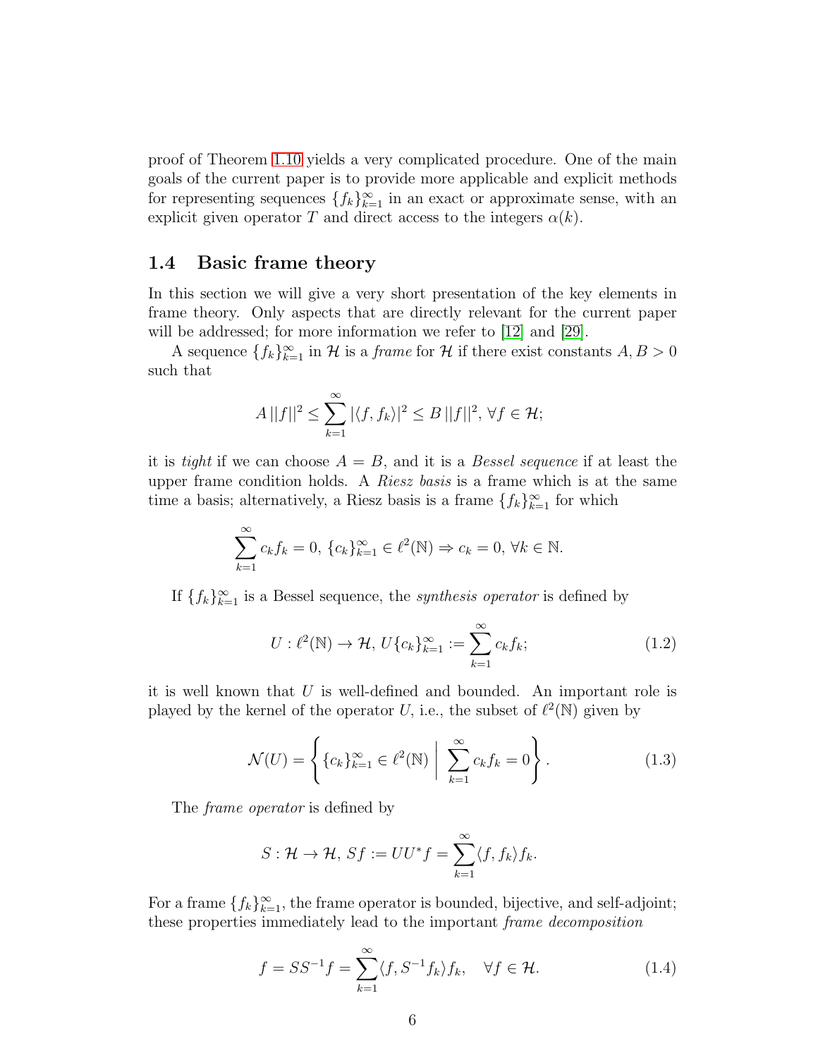proof of Theorem 1.10 yields a very complicated procedure. One of the main goals of the current paper is to provide more applicable and explicit methods for representing sequences $\{f_k\}_{k=1}^\infty$ in an exact or approximate sense, with an explicit given operator $T$ and direct access to the integers $\alpha(k)$.

### 1.4 Basic frame theory

In this section we will give a very short presentation of the key elements in frame theory. Only aspects that are directly relevant for the current paper will be addressed; for more information we refer to [12] and [29].

A sequence $\{f_k\}_{k=1}^\infty$ in $\mathcal{H}$ is a *frame* for $\mathcal{H}$ if there exist constants $A, B > 0$ such that

$$A\,||f||^2 \leq \sum_{k=1}^\infty |\langle f, f_k\rangle|^2 \leq B\,||f||^2,\ \forall f \in \mathcal{H};$$

it is *tight* if we can choose $A = B$, and it is a *Bessel sequence* if at least the upper frame condition holds. A *Riesz basis* is a frame which is at the same time a basis; alternatively, a Riesz basis is a frame $\{f_k\}_{k=1}^\infty$ for which

$$\sum_{k=1}^\infty c_k f_k = 0,\ \{c_k\}_{k=1}^\infty \in \ell^2(\mathbb{N}) \Rightarrow c_k = 0,\ \forall k \in \mathbb{N}.$$

If $\{f_k\}_{k=1}^\infty$ is a Bessel sequence, the *synthesis operator* is defined by

$$U : \ell^2(\mathbb{N}) \to \mathcal{H},\ U\{c_k\}_{k=1}^\infty := \sum_{k=1}^\infty c_k f_k; \tag{1.2}$$

it is well known that $U$ is well-defined and bounded. An important role is played by the kernel of the operator $U$, i.e., the subset of $\ell^2(\mathbb{N})$ given by

$$\mathcal{N}(U) = \left\{ \{c_k\}_{k=1}^\infty \in \ell^2(\mathbb{N}) \;\middle|\; \sum_{k=1}^\infty c_k f_k = 0 \right\}. \tag{1.3}$$

The *frame operator* is defined by

$$S : \mathcal{H} \to \mathcal{H},\ Sf := UU^* f = \sum_{k=1}^\infty \langle f, f_k\rangle f_k.$$

For a frame $\{f_k\}_{k=1}^\infty$, the frame operator is bounded, bijective, and self-adjoint; these properties immediately lead to the important *frame decomposition*

$$f = SS^{-1}f = \sum_{k=1}^\infty \langle f, S^{-1}f_k\rangle f_k, \quad \forall f \in \mathcal{H}. \tag{1.4}$$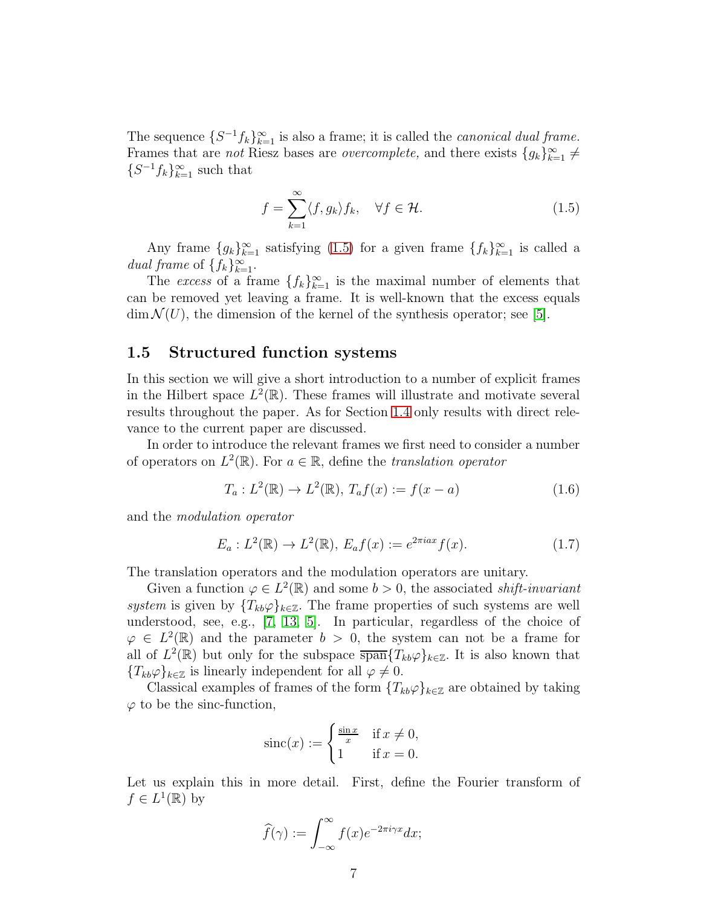The sequence $\{S^{-1}f_k\}_{k=1}^\infty$ is also a frame; it is called the *canonical dual frame.* Frames that are *not* Riesz bases are *overcomplete,* and there exists $\{g_k\}_{k=1}^\infty \neq \{S^{-1}f_k\}_{k=1}^\infty$ such that

$$f = \sum_{k=1}^{\infty} \langle f, g_k \rangle f_k, \quad \forall f \in \mathcal{H}. \tag{1.5}$$

Any frame $\{g_k\}_{k=1}^\infty$ satisfying (1.5) for a given frame $\{f_k\}_{k=1}^\infty$ is called a *dual frame* of $\{f_k\}_{k=1}^\infty$.

The *excess* of a frame $\{f_k\}_{k=1}^\infty$ is the maximal number of elements that can be removed yet leaving a frame. It is well-known that the excess equals $\dim \mathcal{N}(U)$, the dimension of the kernel of the synthesis operator; see [5].

### 1.5 Structured function systems

In this section we will give a short introduction to a number of explicit frames in the Hilbert space $L^2(\mathbb{R})$. These frames will illustrate and motivate several results throughout the paper. As for Section 1.4 only results with direct relevance to the current paper are discussed.

In order to introduce the relevant frames we first need to consider a number of operators on $L^2(\mathbb{R})$. For $a \in \mathbb{R}$, define the *translation operator*

$$T_a : L^2(\mathbb{R}) \to L^2(\mathbb{R}),\, T_a f(x) := f(x-a) \tag{1.6}$$

and the *modulation operator*

$$E_a : L^2(\mathbb{R}) \to L^2(\mathbb{R}),\, E_a f(x) := e^{2\pi i a x} f(x). \tag{1.7}$$

The translation operators and the modulation operators are unitary.

Given a function $\varphi \in L^2(\mathbb{R})$ and some $b > 0$, the associated *shift-invariant system* is given by $\{T_{kb}\varphi\}_{k\in\mathbb{Z}}$. The frame properties of such systems are well understood, see, e.g., [7, 13, 5]. In particular, regardless of the choice of $\varphi \in L^2(\mathbb{R})$ and the parameter $b > 0$, the system can not be a frame for all of $L^2(\mathbb{R})$ but only for the subspace $\overline{\text{span}}\{T_{kb}\varphi\}_{k\in\mathbb{Z}}$. It is also known that $\{T_{kb}\varphi\}_{k\in\mathbb{Z}}$ is linearly independent for all $\varphi \neq 0$.

Classical examples of frames of the form $\{T_{kb}\varphi\}_{k\in\mathbb{Z}}$ are obtained by taking $\varphi$ to be the sinc-function,

$$\text{sinc}(x) := \begin{cases} \frac{\sin x}{x} & \text{if } x \neq 0, \\ 1 & \text{if } x = 0. \end{cases}$$

Let us explain this in more detail. First, define the Fourier transform of $f \in L^1(\mathbb{R})$ by

$$\widehat{f}(\gamma) := \int_{-\infty}^{\infty} f(x) e^{-2\pi i \gamma x} dx;$$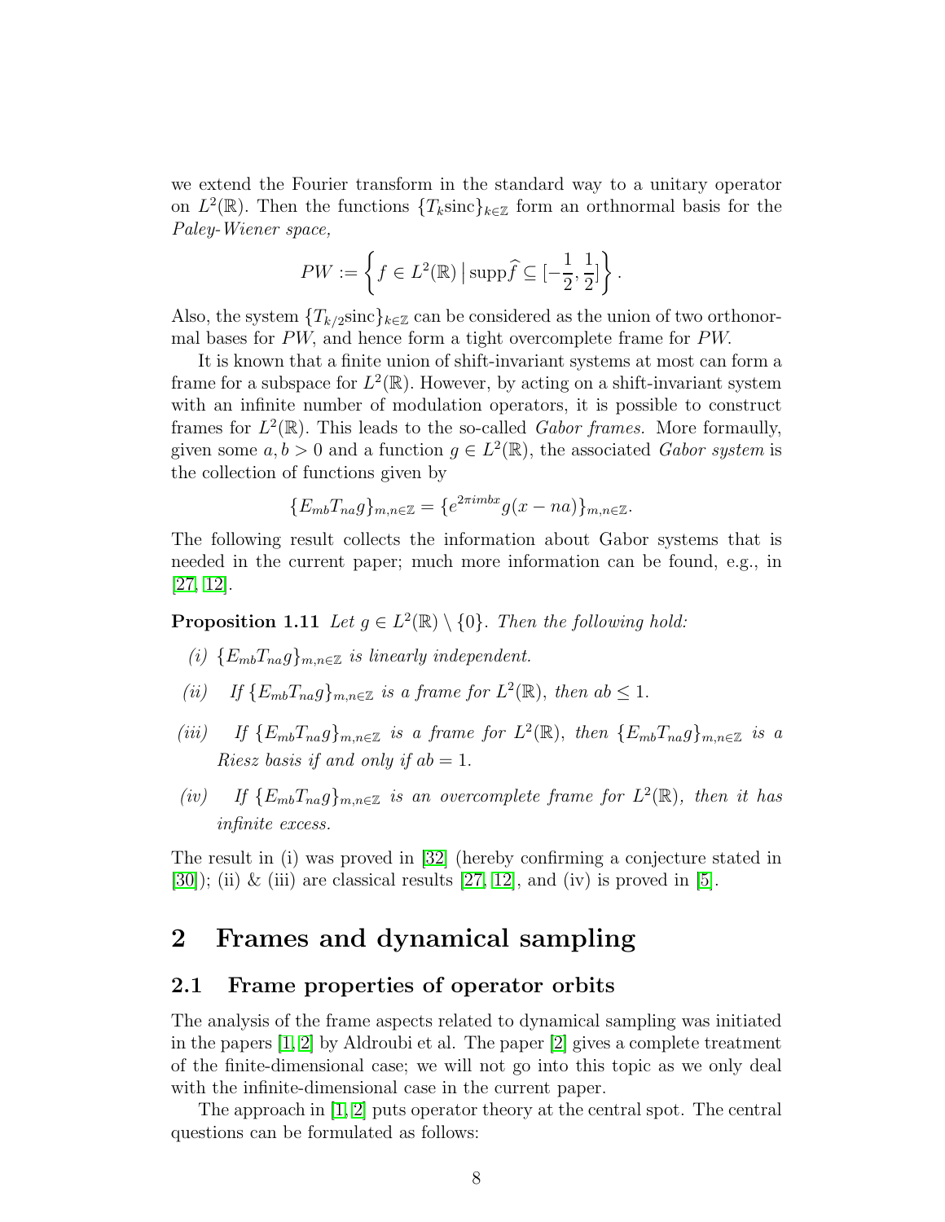we extend the Fourier transform in the standard way to a unitary operator on $L^2(\mathbb{R})$. Then the functions $\{T_k \text{sinc}\}_{k\in\mathbb{Z}}$ form an orthnormal basis for the *Paley-Wiener space,*

$$PW := \left\{ f \in L^2(\mathbb{R}) \,\middle|\, \text{supp}\widehat{f} \subseteq [-\frac{1}{2}, \frac{1}{2}] \right\}.$$

Also, the system $\{T_{k/2}\text{sinc}\}_{k\in\mathbb{Z}}$ can be considered as the union of two orthonormal bases for $PW$, and hence form a tight overcomplete frame for $PW$.

It is known that a finite union of shift-invariant systems at most can form a frame for a subspace for $L^2(\mathbb{R})$. However, by acting on a shift-invariant system with an infinite number of modulation operators, it is possible to construct frames for $L^2(\mathbb{R})$. This leads to the so-called *Gabor frames.* More formaully, given some $a, b > 0$ and a function $g \in L^2(\mathbb{R})$, the associated *Gabor system* is the collection of functions given by

$$\{E_{mb}T_{na}g\}_{m,n\in\mathbb{Z}} = \{e^{2\pi imbx}g(x - na)\}_{m,n\in\mathbb{Z}}.$$

The following result collects the information about Gabor systems that is needed in the current paper; much more information can be found, e.g., in [27, 12].

**Proposition 1.11** *Let $g \in L^2(\mathbb{R}) \setminus \{0\}$. Then the following hold:*

*(i)* $\{E_{mb}T_{na}g\}_{m,n\in\mathbb{Z}}$ *is linearly independent.*

*(ii)* *If* $\{E_{mb}T_{na}g\}_{m,n\in\mathbb{Z}}$ *is a frame for* $L^2(\mathbb{R})$*, then* $ab \leq 1$*.*

*(iii)* *If* $\{E_{mb}T_{na}g\}_{m,n\in\mathbb{Z}}$ *is a frame for* $L^2(\mathbb{R})$*, then* $\{E_{mb}T_{na}g\}_{m,n\in\mathbb{Z}}$ *is a Riesz basis if and only if* $ab = 1$*.*

*(iv)* *If* $\{E_{mb}T_{na}g\}_{m,n\in\mathbb{Z}}$ *is an overcomplete frame for* $L^2(\mathbb{R})$*, then it has infinite excess.*

The result in (i) was proved in [32] (hereby confirming a conjecture stated in [30]); (ii) & (iii) are classical results [27, 12], and (iv) is proved in [5].

## 2 Frames and dynamical sampling

### 2.1 Frame properties of operator orbits

The analysis of the frame aspects related to dynamical sampling was initiated in the papers [1, 2] by Aldroubi et al. The paper [2] gives a complete treatment of the finite-dimensional case; we will not go into this topic as we only deal with the infinite-dimensional case in the current paper.

The approach in [1, 2] puts operator theory at the central spot. The central questions can be formulated as follows: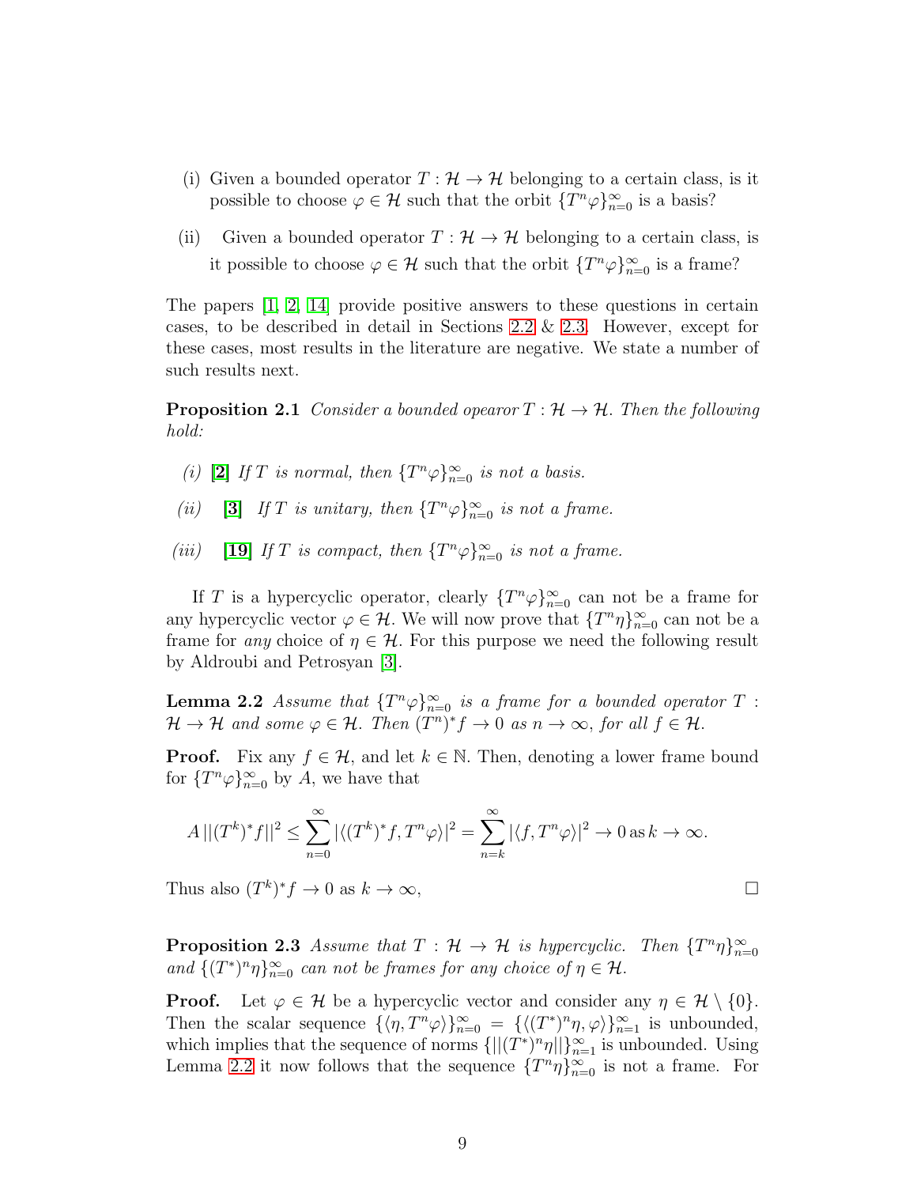(i) Given a bounded operator $T : \mathcal{H} \to \mathcal{H}$ belonging to a certain class, is it possible to choose $\varphi \in \mathcal{H}$ such that the orbit $\{T^n\varphi\}_{n=0}^{\infty}$ is a basis?

(ii) Given a bounded operator $T : \mathcal{H} \to \mathcal{H}$ belonging to a certain class, is it possible to choose $\varphi \in \mathcal{H}$ such that the orbit $\{T^n\varphi\}_{n=0}^{\infty}$ is a frame?

The papers [1, 2, 14] provide positive answers to these questions in certain cases, to be described in detail in Sections 2.2 & 2.3. However, except for these cases, most results in the literature are negative. We state a number of such results next.

**Proposition 2.1** *Consider a bounded opearor $T : \mathcal{H} \to \mathcal{H}$. Then the following hold:*

*(i)* **[2]** *If $T$ is normal, then $\{T^n\varphi\}_{n=0}^{\infty}$ is not a basis.*

*(ii)* **[3]** *If $T$ is unitary, then $\{T^n\varphi\}_{n=0}^{\infty}$ is not a frame.*

*(iii)* **[19]** *If $T$ is compact, then $\{T^n\varphi\}_{n=0}^{\infty}$ is not a frame.*

If $T$ is a hypercyclic operator, clearly $\{T^n\varphi\}_{n=0}^{\infty}$ can not be a frame for any hypercyclic vector $\varphi \in \mathcal{H}$. We will now prove that $\{T^n\eta\}_{n=0}^{\infty}$ can not be a frame for *any* choice of $\eta \in \mathcal{H}$. For this purpose we need the following result by Aldroubi and Petrosyan [3].

**Lemma 2.2** *Assume that $\{T^n\varphi\}_{n=0}^{\infty}$ is a frame for a bounded operator $T : \mathcal{H} \to \mathcal{H}$ and some $\varphi \in \mathcal{H}$. Then $(T^n)^*f \to 0$ as $n \to \infty$, for all $f \in \mathcal{H}$.*

**Proof.** Fix any $f \in \mathcal{H}$, and let $k \in \mathbb{N}$. Then, denoting a lower frame bound for $\{T^n\varphi\}_{n=0}^{\infty}$ by $A$, we have that

$$A\,||(T^k)^*f||^2 \le \sum_{n=0}^{\infty} |\langle (T^k)^*f, T^n\varphi\rangle|^2 = \sum_{n=k}^{\infty} |\langle f, T^n\varphi\rangle|^2 \to 0 \,\text{as}\, k \to \infty.$$

Thus also $(T^k)^*f \to 0$ as $k \to \infty$, $\square$

**Proposition 2.3** *Assume that $T : \mathcal{H} \to \mathcal{H}$ is hypercyclic. Then $\{T^n\eta\}_{n=0}^{\infty}$ and $\{(T^*)^n\eta\}_{n=0}^{\infty}$ can not be frames for any choice of $\eta \in \mathcal{H}$.*

**Proof.** Let $\varphi \in \mathcal{H}$ be a hypercyclic vector and consider any $\eta \in \mathcal{H} \setminus \{0\}$. Then the scalar sequence $\{\langle \eta, T^n\varphi\rangle\}_{n=0}^{\infty} = \{\langle (T^*)^n\eta, \varphi\rangle\}_{n=1}^{\infty}$ is unbounded, which implies that the sequence of norms $\{||(T^*)^n\eta||\}_{n=1}^{\infty}$ is unbounded. Using Lemma 2.2 it now follows that the sequence $\{T^n\eta\}_{n=0}^{\infty}$ is not a frame. For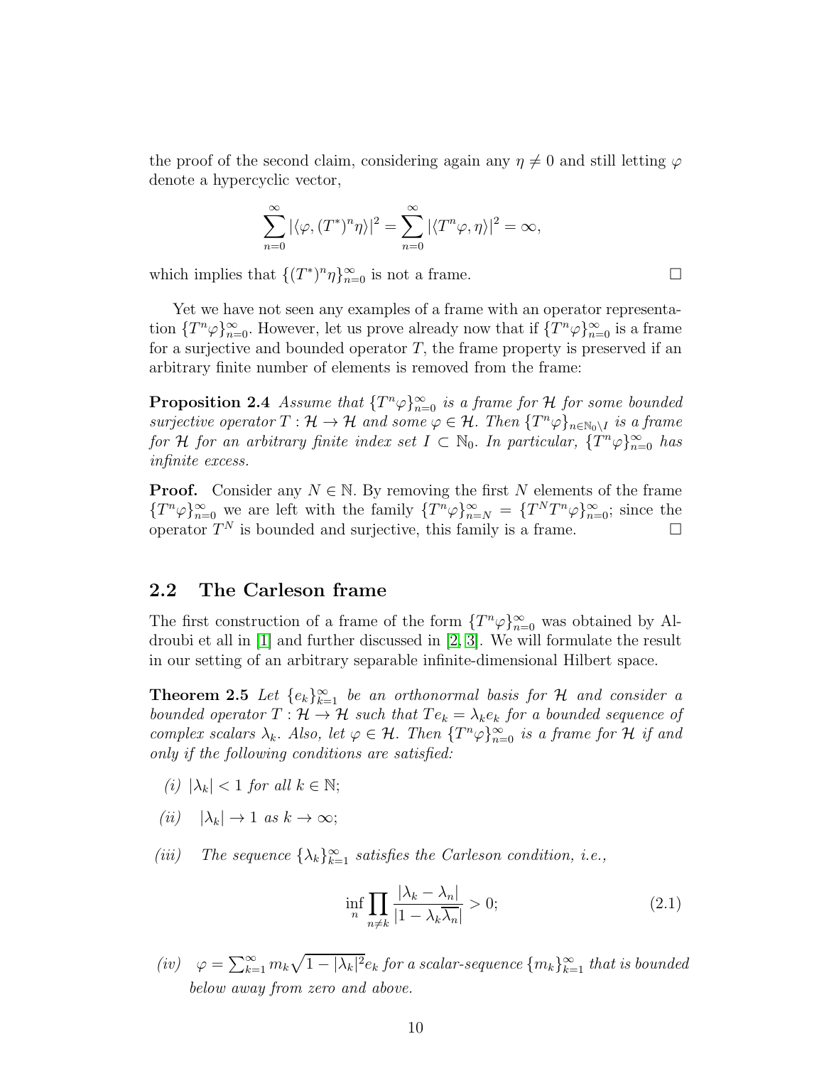the proof of the second claim, considering again any $\eta \neq 0$ and still letting $\varphi$ denote a hypercyclic vector,

$$\sum_{n=0}^{\infty} |\langle \varphi, (T^*)^n \eta \rangle|^2 = \sum_{n=0}^{\infty} |\langle T^n \varphi, \eta \rangle|^2 = \infty,$$

which implies that $\{(T^*)^n \eta\}_{n=0}^{\infty}$ is not a frame. $\square$

Yet we have not seen any examples of a frame with an operator representation $\{T^n \varphi\}_{n=0}^{\infty}$. However, let us prove already now that if $\{T^n \varphi\}_{n=0}^{\infty}$ is a frame for a surjective and bounded operator $T$, the frame property is preserved if an arbitrary finite number of elements is removed from the frame:

**Proposition 2.4** *Assume that $\{T^n \varphi\}_{n=0}^{\infty}$ is a frame for $\mathcal{H}$ for some bounded surjective operator $T : \mathcal{H} \to \mathcal{H}$ and some $\varphi \in \mathcal{H}$. Then $\{T^n \varphi\}_{n \in \mathbb{N}_0 \setminus I}$ is a frame for $\mathcal{H}$ for an arbitrary finite index set $I \subset \mathbb{N}_0$. In particular, $\{T^n \varphi\}_{n=0}^{\infty}$ has infinite excess.*

**Proof.** Consider any $N \in \mathbb{N}$. By removing the first $N$ elements of the frame $\{T^n \varphi\}_{n=0}^{\infty}$ we are left with the family $\{T^n \varphi\}_{n=N}^{\infty} = \{T^N T^n \varphi\}_{n=0}^{\infty}$; since the operator $T^N$ is bounded and surjective, this family is a frame. $\square$

## 2.2 The Carleson frame

The first construction of a frame of the form $\{T^n \varphi\}_{n=0}^{\infty}$ was obtained by Aldroubi et all in [1] and further discussed in [2, 3]. We will formulate the result in our setting of an arbitrary separable infinite-dimensional Hilbert space.

**Theorem 2.5** *Let $\{e_k\}_{k=1}^{\infty}$ be an orthonormal basis for $\mathcal{H}$ and consider a bounded operator $T : \mathcal{H} \to \mathcal{H}$ such that $Te_k = \lambda_k e_k$ for a bounded sequence of complex scalars $\lambda_k$. Also, let $\varphi \in \mathcal{H}$. Then $\{T^n \varphi\}_{n=0}^{\infty}$ is a frame for $\mathcal{H}$ if and only if the following conditions are satisfied:*

*(i)* $|\lambda_k| < 1$ *for all* $k \in \mathbb{N}$;

*(ii)* $|\lambda_k| \to 1$ *as* $k \to \infty$;

*(iii)* *The sequence $\{\lambda_k\}_{k=1}^{\infty}$ satisfies the Carleson condition, i.e.,*

$$\inf_n \prod_{n \neq k} \frac{|\lambda_k - \lambda_n|}{|1 - \lambda_k \overline{\lambda_n}|} > 0; \tag{2.1}$$

*(iv)* $\varphi = \sum_{k=1}^{\infty} m_k \sqrt{1 - |\lambda_k|^2} e_k$ *for a scalar-sequence $\{m_k\}_{k=1}^{\infty}$ that is bounded below away from zero and above.*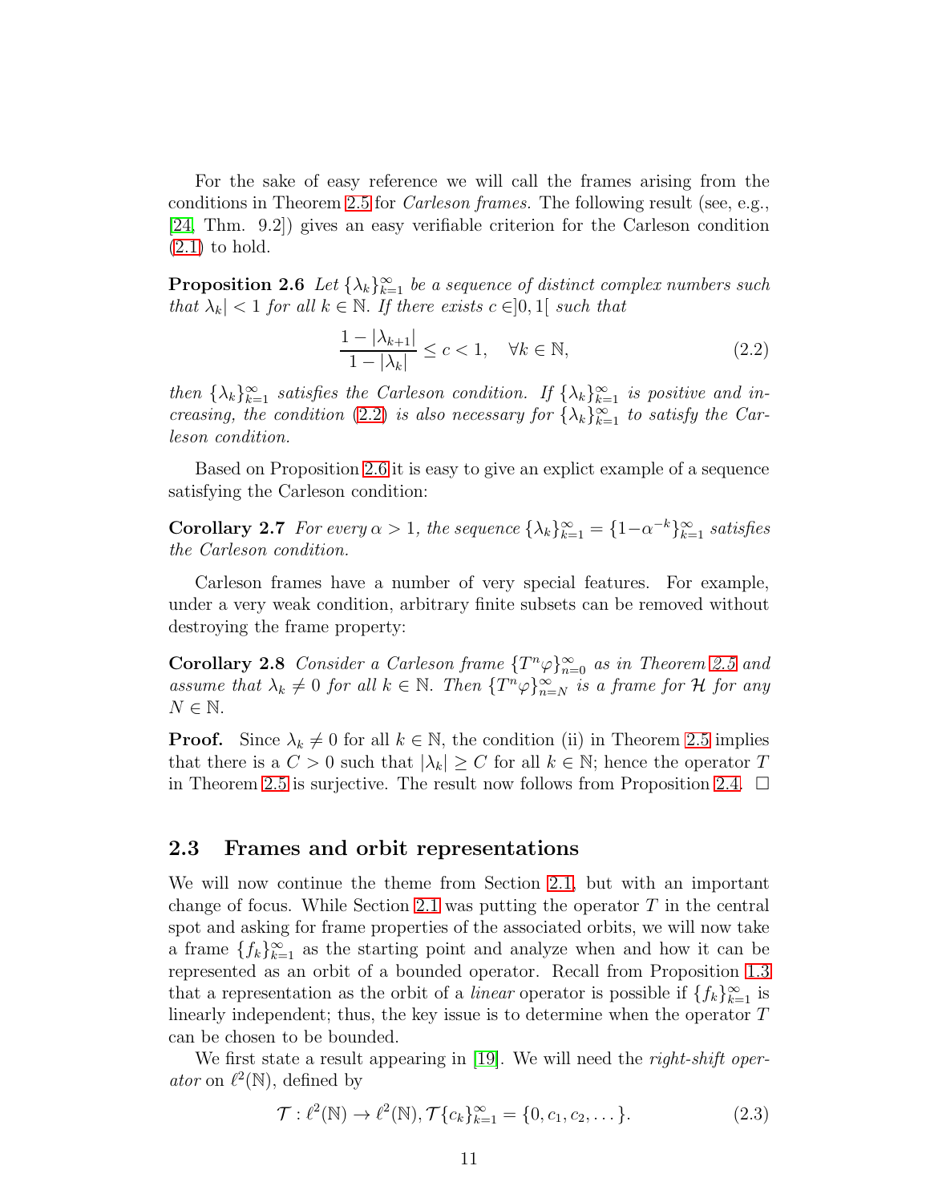For the sake of easy reference we will call the frames arising from the conditions in Theorem 2.5 for *Carleson frames.* The following result (see, e.g., [24, Thm. 9.2]) gives an easy verifiable criterion for the Carleson condition (2.1) to hold.

**Proposition 2.6** *Let $\{\lambda_k\}_{k=1}^\infty$ be a sequence of distinct complex numbers such that $\lambda_k| < 1$ for all $k \in \mathbb{N}$. If there exists $c \in ]0,1[$ such that*

$$\frac{1-|\lambda_{k+1}|}{1-|\lambda_k|} \leq c < 1, \quad \forall k \in \mathbb{N}, \tag{2.2}$$

*then $\{\lambda_k\}_{k=1}^\infty$ satisfies the Carleson condition. If $\{\lambda_k\}_{k=1}^\infty$ is positive and increasing, the condition (2.2) is also necessary for $\{\lambda_k\}_{k=1}^\infty$ to satisfy the Carleson condition.*

Based on Proposition 2.6 it is easy to give an explict example of a sequence satisfying the Carleson condition:

**Corollary 2.7** *For every $\alpha > 1$, the sequence $\{\lambda_k\}_{k=1}^\infty = \{1-\alpha^{-k}\}_{k=1}^\infty$ satisfies the Carleson condition.*

Carleson frames have a number of very special features. For example, under a very weak condition, arbitrary finite subsets can be removed without destroying the frame property:

**Corollary 2.8** *Consider a Carleson frame $\{T^n\varphi\}_{n=0}^\infty$ as in Theorem 2.5 and assume that $\lambda_k \neq 0$ for all $k \in \mathbb{N}$. Then $\{T^n\varphi\}_{n=N}^\infty$ is a frame for $\mathcal{H}$ for any $N \in \mathbb{N}$.*

**Proof.** Since $\lambda_k \neq 0$ for all $k \in \mathbb{N}$, the condition (ii) in Theorem 2.5 implies that there is a $C > 0$ such that $|\lambda_k| \geq C$ for all $k \in \mathbb{N}$; hence the operator $T$ in Theorem 2.5 is surjective. The result now follows from Proposition 2.4. □

## 2.3 Frames and orbit representations

We will now continue the theme from Section 2.1, but with an important change of focus. While Section 2.1 was putting the operator $T$ in the central spot and asking for frame properties of the associated orbits, we will now take a frame $\{f_k\}_{k=1}^\infty$ as the starting point and analyze when and how it can be represented as an orbit of a bounded operator. Recall from Proposition 1.3 that a representation as the orbit of a *linear* operator is possible if $\{f_k\}_{k=1}^\infty$ is linearly independent; thus, the key issue is to determine when the operator $T$ can be chosen to be bounded.

We first state a result appearing in [19]. We will need the *right-shift operator* on $\ell^2(\mathbb{N})$, defined by

$$\mathcal{T} : \ell^2(\mathbb{N}) \to \ell^2(\mathbb{N}), \mathcal{T}\{c_k\}_{k=1}^\infty = \{0, c_1, c_2, \dots\}. \tag{2.3}$$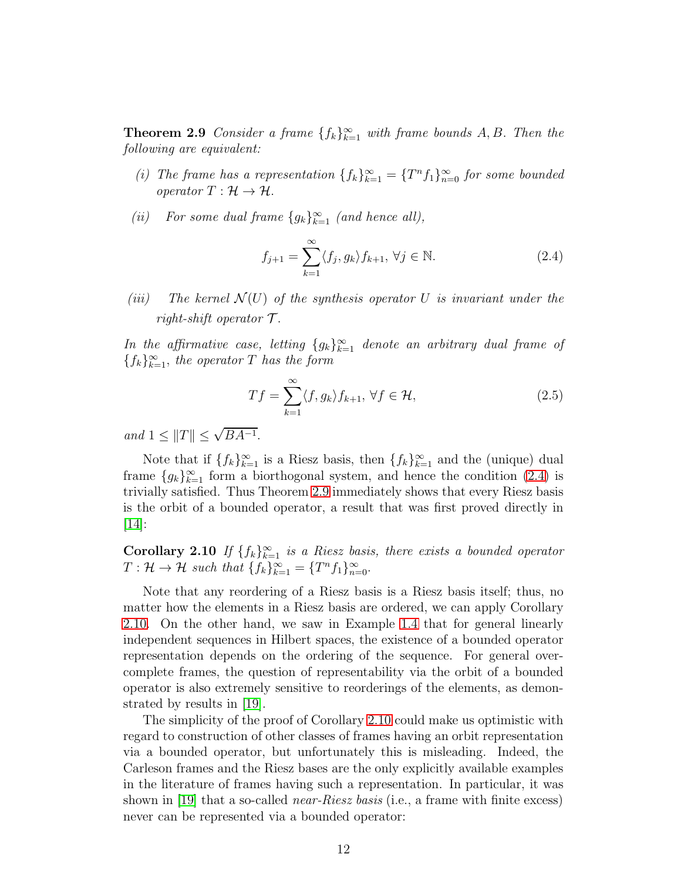**Theorem 2.9** *Consider a frame $\{f_k\}_{k=1}^\infty$ with frame bounds $A, B$. Then the following are equivalent:*

*(i) The frame has a representation $\{f_k\}_{k=1}^\infty = \{T^n f_1\}_{n=0}^\infty$ for some bounded operator $T : \mathcal{H} \to \mathcal{H}$.*

*(ii) For some dual frame $\{g_k\}_{k=1}^\infty$ (and hence all),*

$$f_{j+1} = \sum_{k=1}^{\infty} \langle f_j, g_k \rangle f_{k+1}, \ \forall j \in \mathbb{N}. \tag{2.4}$$

*(iii) The kernel $\mathcal{N}(U)$ of the synthesis operator $U$ is invariant under the right-shift operator $\mathcal{T}$.*

*In the affirmative case, letting $\{g_k\}_{k=1}^\infty$ denote an arbitrary dual frame of $\{f_k\}_{k=1}^\infty$, the operator $T$ has the form*

$$Tf = \sum_{k=1}^{\infty} \langle f, g_k \rangle f_{k+1}, \ \forall f \in \mathcal{H}, \tag{2.5}$$

*and $1 \leq \|T\| \leq \sqrt{BA^{-1}}$.*

Note that if $\{f_k\}_{k=1}^\infty$ is a Riesz basis, then $\{f_k\}_{k=1}^\infty$ and the (unique) dual frame $\{g_k\}_{k=1}^\infty$ form a biorthogonal system, and hence the condition (2.4) is trivially satisfied. Thus Theorem 2.9 immediately shows that every Riesz basis is the orbit of a bounded operator, a result that was first proved directly in [14]:

**Corollary 2.10** *If $\{f_k\}_{k=1}^\infty$ is a Riesz basis, there exists a bounded operator $T : \mathcal{H} \to \mathcal{H}$ such that $\{f_k\}_{k=1}^\infty = \{T^n f_1\}_{n=0}^\infty$.*

Note that any reordering of a Riesz basis is a Riesz basis itself; thus, no matter how the elements in a Riesz basis are ordered, we can apply Corollary 2.10. On the other hand, we saw in Example 1.4 that for general linearly independent sequences in Hilbert spaces, the existence of a bounded operator representation depends on the ordering of the sequence. For general overcomplete frames, the question of representability via the orbit of a bounded operator is also extremely sensitive to reorderings of the elements, as demonstrated by results in [19].

The simplicity of the proof of Corollary 2.10 could make us optimistic with regard to construction of other classes of frames having an orbit representation via a bounded operator, but unfortunately this is misleading. Indeed, the Carleson frames and the Riesz bases are the only explicitly available examples in the literature of frames having such a representation. In particular, it was shown in [19] that a so-called *near-Riesz basis* (i.e., a frame with finite excess) never can be represented via a bounded operator: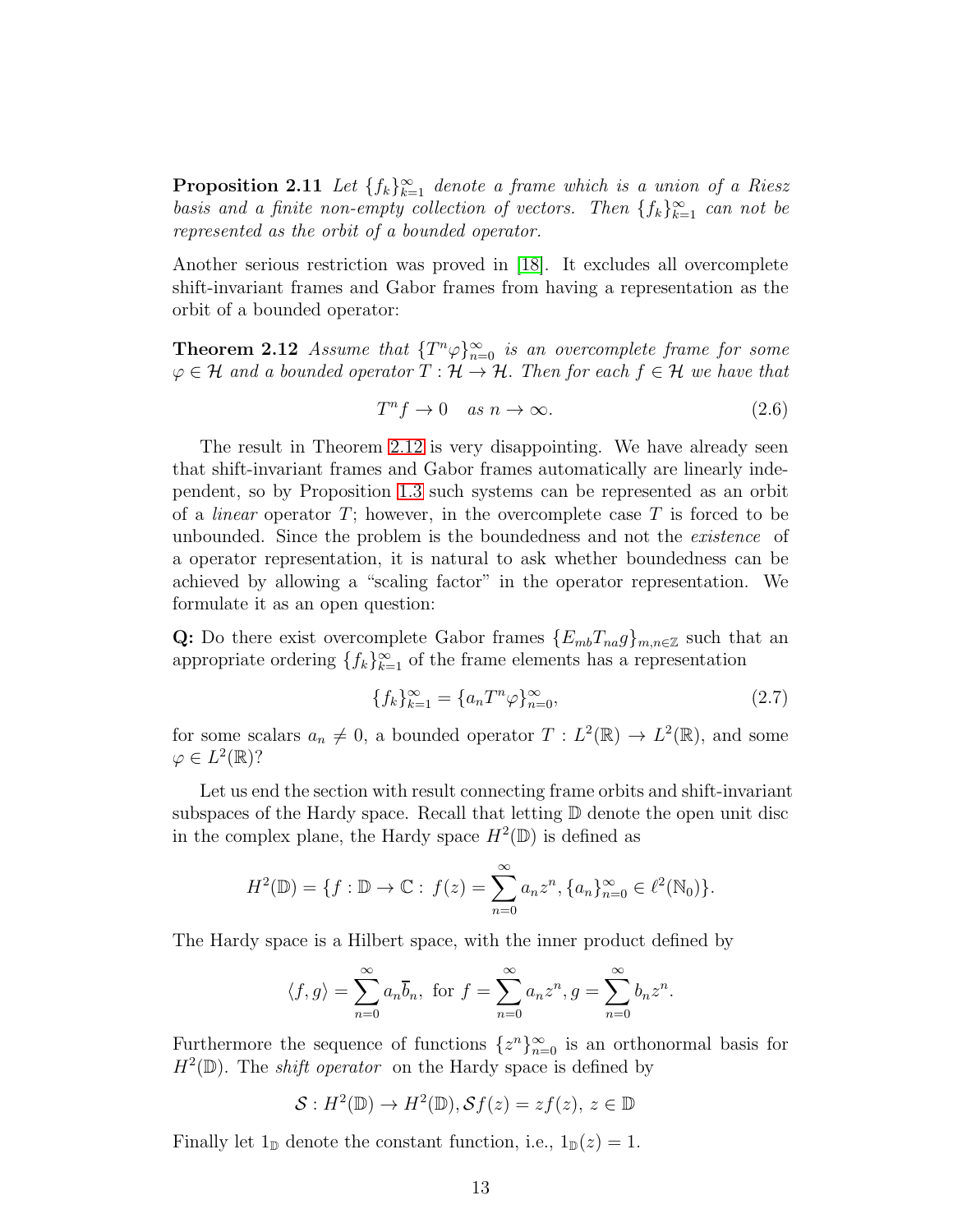**Proposition 2.11** *Let $\{f_k\}_{k=1}^{\infty}$ denote a frame which is a union of a Riesz basis and a finite non-empty collection of vectors. Then $\{f_k\}_{k=1}^{\infty}$ can not be represented as the orbit of a bounded operator.*

Another serious restriction was proved in [18]. It excludes all overcomplete shift-invariant frames and Gabor frames from having a representation as the orbit of a bounded operator:

**Theorem 2.12** *Assume that $\{T^n\varphi\}_{n=0}^{\infty}$ is an overcomplete frame for some $\varphi \in \mathcal{H}$ and a bounded operator $T : \mathcal{H} \to \mathcal{H}$. Then for each $f \in \mathcal{H}$ we have that*

$$T^n f \to 0 \quad \text{as } n \to \infty. \tag{2.6}$$

The result in Theorem 2.12 is very disappointing. We have already seen that shift-invariant frames and Gabor frames automatically are linearly independent, so by Proposition 1.3 such systems can be represented as an orbit of a *linear* operator $T$; however, in the overcomplete case $T$ is forced to be unbounded. Since the problem is the boundedness and not the *existence* of a operator representation, it is natural to ask whether boundedness can be achieved by allowing a "scaling factor" in the operator representation. We formulate it as an open question:

**Q:** Do there exist overcomplete Gabor frames $\{E_{mb}T_{na}g\}_{m,n\in\mathbb{Z}}$ such that an appropriate ordering $\{f_k\}_{k=1}^{\infty}$ of the frame elements has a representation

$$\{f_k\}_{k=1}^{\infty} = \{a_n T^n \varphi\}_{n=0}^{\infty}, \tag{2.7}$$

for some scalars $a_n \neq 0$, a bounded operator $T : L^2(\mathbb{R}) \to L^2(\mathbb{R})$, and some $\varphi \in L^2(\mathbb{R})$?

Let us end the section with result connecting frame orbits and shift-invariant subspaces of the Hardy space. Recall that letting $\mathbb{D}$ denote the open unit disc in the complex plane, the Hardy space $H^2(\mathbb{D})$ is defined as

$$H^2(\mathbb{D}) = \{f : \mathbb{D} \to \mathbb{C} : \ f(z) = \sum_{n=0}^{\infty} a_n z^n, \{a_n\}_{n=0}^{\infty} \in \ell^2(\mathbb{N}_0)\}.$$

The Hardy space is a Hilbert space, with the inner product defined by

$$\langle f, g \rangle = \sum_{n=0}^{\infty} a_n \overline{b}_n, \text{ for } f = \sum_{n=0}^{\infty} a_n z^n, g = \sum_{n=0}^{\infty} b_n z^n.$$

Furthermore the sequence of functions $\{z^n\}_{n=0}^{\infty}$ is an orthonormal basis for $H^2(\mathbb{D})$. The *shift operator* on the Hardy space is defined by

$$\mathcal{S} : H^2(\mathbb{D}) \to H^2(\mathbb{D}), \mathcal{S}f(z) = zf(z), \ z \in \mathbb{D}$$

Finally let $1_{\mathbb{D}}$ denote the constant function, i.e., $1_{\mathbb{D}}(z) = 1$.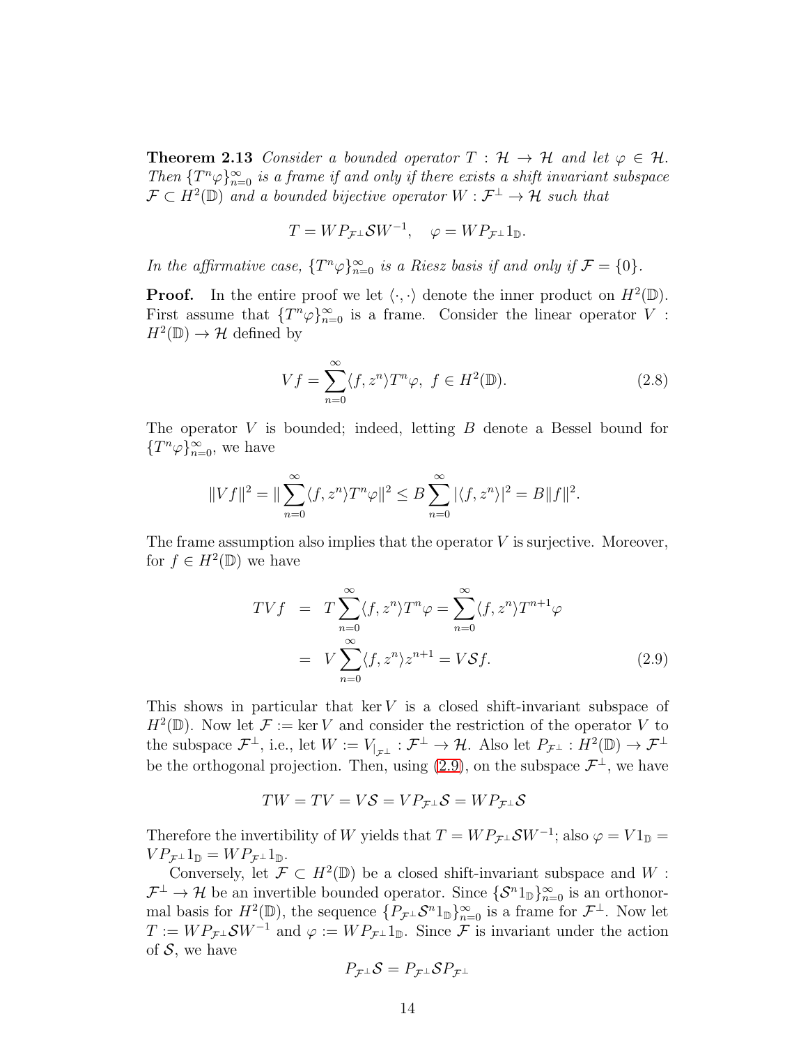**Theorem 2.13** *Consider a bounded operator $T : \mathcal{H} \to \mathcal{H}$ and let $\varphi \in \mathcal{H}$. Then $\{T^n\varphi\}_{n=0}^\infty$ is a frame if and only if there exists a shift invariant subspace $\mathcal{F} \subset H^2(\mathbb{D})$ and a bounded bijective operator $W : \mathcal{F}^\perp \to \mathcal{H}$ such that*

$$T = WP_{\mathcal{F}^\perp}\mathcal{S}W^{-1}, \quad \varphi = WP_{\mathcal{F}^\perp}1_{\mathbb{D}}.$$

*In the affirmative case, $\{T^n\varphi\}_{n=0}^\infty$ is a Riesz basis if and only if $\mathcal{F} = \{0\}$.*

**Proof.** In the entire proof we let $\langle \cdot, \cdot \rangle$ denote the inner product on $H^2(\mathbb{D})$. First assume that $\{T^n\varphi\}_{n=0}^\infty$ is a frame. Consider the linear operator $V : H^2(\mathbb{D}) \to \mathcal{H}$ defined by

$$Vf = \sum_{n=0}^\infty \langle f, z^n \rangle T^n\varphi, \ f \in H^2(\mathbb{D}). \tag{2.8}$$

The operator $V$ is bounded; indeed, letting $B$ denote a Bessel bound for $\{T^n\varphi\}_{n=0}^\infty$, we have

$$\|Vf\|^2 = \|\sum_{n=0}^\infty \langle f, z^n \rangle T^n\varphi\|^2 \leq B \sum_{n=0}^\infty |\langle f, z^n \rangle|^2 = B\|f\|^2.$$

The frame assumption also implies that the operator $V$ is surjective. Moreover, for $f \in H^2(\mathbb{D})$ we have

$$\begin{aligned} TVf &= T\sum_{n=0}^\infty \langle f, z^n \rangle T^n\varphi = \sum_{n=0}^\infty \langle f, z^n \rangle T^{n+1}\varphi \\ &= V\sum_{n=0}^\infty \langle f, z^n \rangle z^{n+1} = V\mathcal{S}f. \end{aligned} \tag{2.9}$$

This shows in particular that $\ker V$ is a closed shift-invariant subspace of $H^2(\mathbb{D})$. Now let $\mathcal{F} := \ker V$ and consider the restriction of the operator $V$ to the subspace $\mathcal{F}^\perp$, i.e., let $W := V_{|_{\mathcal{F}^\perp}} : \mathcal{F}^\perp \to \mathcal{H}$. Also let $P_{\mathcal{F}^\perp} : H^2(\mathbb{D}) \to \mathcal{F}^\perp$ be the orthogonal projection. Then, using (2.9), on the subspace $\mathcal{F}^\perp$, we have

$$TW = TV = V\mathcal{S} = VP_{\mathcal{F}^\perp}\mathcal{S} = WP_{\mathcal{F}^\perp}\mathcal{S}$$

Therefore the invertibility of $W$ yields that $T = WP_{\mathcal{F}^\perp}\mathcal{S}W^{-1}$; also $\varphi = V1_{\mathbb{D}} = VP_{\mathcal{F}^\perp}1_{\mathbb{D}} = WP_{\mathcal{F}^\perp}1_{\mathbb{D}}$.

Conversely, let $\mathcal{F} \subset H^2(\mathbb{D})$ be a closed shift-invariant subspace and $W : \mathcal{F}^\perp \to \mathcal{H}$ be an invertible bounded operator. Since $\{\mathcal{S}^n1_{\mathbb{D}}\}_{n=0}^\infty$ is an orthonormal basis for $H^2(\mathbb{D})$, the sequence $\{P_{\mathcal{F}^\perp}\mathcal{S}^n1_{\mathbb{D}}\}_{n=0}^\infty$ is a frame for $\mathcal{F}^\perp$. Now let $T := WP_{\mathcal{F}^\perp}\mathcal{S}W^{-1}$ and $\varphi := WP_{\mathcal{F}^\perp}1_{\mathbb{D}}$. Since $\mathcal{F}$ is invariant under the action of $\mathcal{S}$, we have

$$P_{\mathcal{F}^\perp}\mathcal{S} = P_{\mathcal{F}^\perp}\mathcal{S}P_{\mathcal{F}^\perp}$$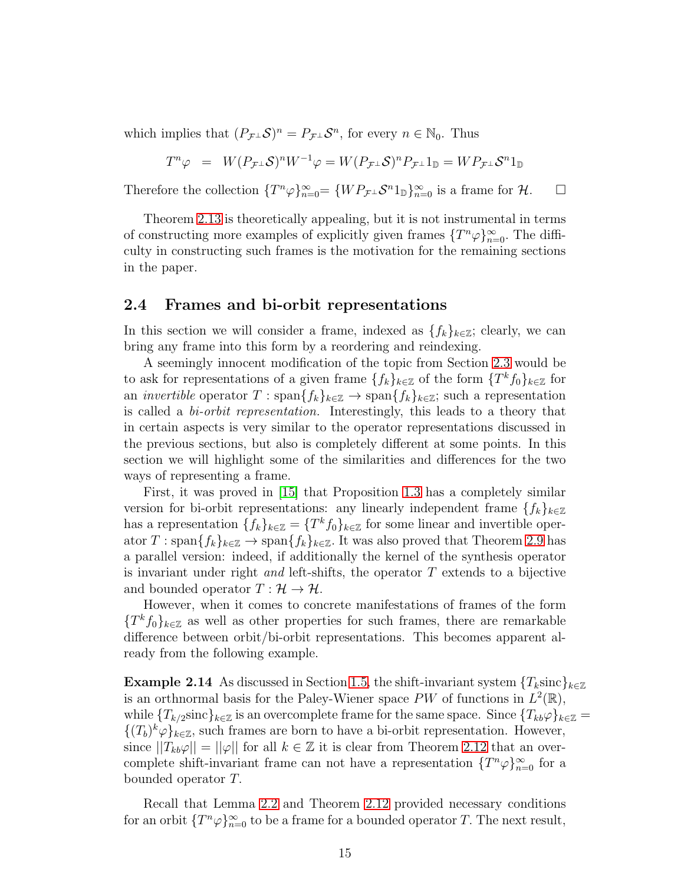which implies that $(P_{\mathcal{F}^\perp}\mathcal{S})^n = P_{\mathcal{F}^\perp}\mathcal{S}^n$, for every $n \in \mathbb{N}_0$. Thus

$$T^n\varphi \;=\; W(P_{\mathcal{F}^\perp}\mathcal{S})^n W^{-1}\varphi = W(P_{\mathcal{F}^\perp}\mathcal{S})^n P_{\mathcal{F}^\perp}1_{\mathbb{D}} = WP_{\mathcal{F}^\perp}\mathcal{S}^n 1_{\mathbb{D}}$$

Therefore the collection $\{T^n\varphi\}_{n=0}^\infty = \{WP_{\mathcal{F}^\perp}\mathcal{S}^n 1_{\mathbb{D}}\}_{n=0}^\infty$ is a frame for $\mathcal{H}$. $\square$

Theorem 2.13 is theoretically appealing, but it is not instrumental in terms of constructing more examples of explicitly given frames $\{T^n\varphi\}_{n=0}^\infty$. The difficulty in constructing such frames is the motivation for the remaining sections in the paper.

## 2.4 Frames and bi-orbit representations

In this section we will consider a frame, indexed as $\{f_k\}_{k\in\mathbb{Z}}$; clearly, we can bring any frame into this form by a reordering and reindexing.

A seemingly innocent modification of the topic from Section 2.3 would be to ask for representations of a given frame $\{f_k\}_{k\in\mathbb{Z}}$ of the form $\{T^k f_0\}_{k\in\mathbb{Z}}$ for an *invertible* operator $T : \text{span}\{f_k\}_{k\in\mathbb{Z}} \to \text{span}\{f_k\}_{k\in\mathbb{Z}}$; such a representation is called a *bi-orbit representation.* Interestingly, this leads to a theory that in certain aspects is very similar to the operator representations discussed in the previous sections, but also is completely different at some points. In this section we will highlight some of the similarities and differences for the two ways of representing a frame.

First, it was proved in [15] that Proposition 1.3 has a completely similar version for bi-orbit representations: any linearly independent frame $\{f_k\}_{k\in\mathbb{Z}}$ has a representation $\{f_k\}_{k\in\mathbb{Z}} = \{T^k f_0\}_{k\in\mathbb{Z}}$ for some linear and invertible operator $T : \text{span}\{f_k\}_{k\in\mathbb{Z}} \to \text{span}\{f_k\}_{k\in\mathbb{Z}}$. It was also proved that Theorem 2.9 has a parallel version: indeed, if additionally the kernel of the synthesis operator is invariant under right *and* left-shifts, the operator $T$ extends to a bijective and bounded operator $T : \mathcal{H} \to \mathcal{H}$.

However, when it comes to concrete manifestations of frames of the form $\{T^k f_0\}_{k\in\mathbb{Z}}$ as well as other properties for such frames, there are remarkable difference between orbit/bi-orbit representations. This becomes apparent already from the following example.

**Example 2.14** As discussed in Section 1.5, the shift-invariant system $\{T_k\text{sinc}\}_{k\in\mathbb{Z}}$ is an orthnormal basis for the Paley-Wiener space $PW$ of functions in $L^2(\mathbb{R})$, while $\{T_{k/2}\text{sinc}\}_{k\in\mathbb{Z}}$ is an overcomplete frame for the same space. Since $\{T_{kb}\varphi\}_{k\in\mathbb{Z}} = \{(T_b)^k\varphi\}_{k\in\mathbb{Z}}$, such frames are born to have a bi-orbit representation. However, since $||T_{kb}\varphi|| = ||\varphi||$ for all $k \in \mathbb{Z}$ it is clear from Theorem 2.12 that an overcomplete shift-invariant frame can not have a representation $\{T^n\varphi\}_{n=0}^\infty$ for a bounded operator $T$.

Recall that Lemma 2.2 and Theorem 2.12 provided necessary conditions for an orbit $\{T^n\varphi\}_{n=0}^\infty$ to be a frame for a bounded operator $T$. The next result,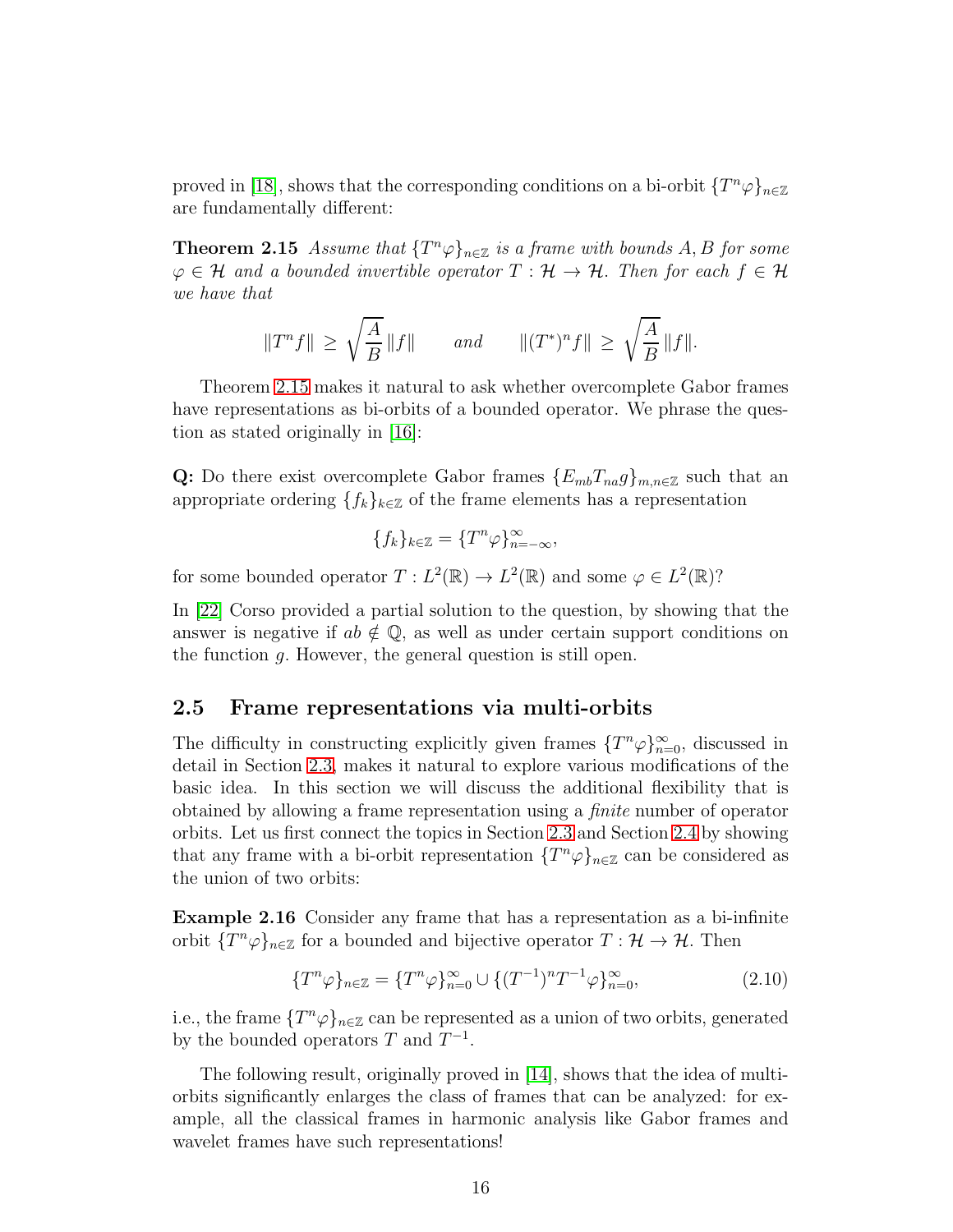proved in [18], shows that the corresponding conditions on a bi-orbit $\{T^n\varphi\}_{n\in\mathbb{Z}}$ are fundamentally different:

**Theorem 2.15** *Assume that $\{T^n\varphi\}_{n\in\mathbb{Z}}$ is a frame with bounds $A, B$ for some $\varphi \in \mathcal{H}$ and a bounded invertible operator $T : \mathcal{H} \to \mathcal{H}$. Then for each $f \in \mathcal{H}$ we have that*

$$\|T^n f\| \geq \sqrt{\frac{A}{B}}\,\|f\| \qquad \text{and} \qquad \|(T^*)^n f\| \geq \sqrt{\frac{A}{B}}\,\|f\|.$$

Theorem 2.15 makes it natural to ask whether overcomplete Gabor frames have representations as bi-orbits of a bounded operator. We phrase the question as stated originally in [16]:

**Q:** Do there exist overcomplete Gabor frames $\{E_{mb}T_{na}g\}_{m,n\in\mathbb{Z}}$ such that an appropriate ordering $\{f_k\}_{k\in\mathbb{Z}}$ of the frame elements has a representation

$$\{f_k\}_{k\in\mathbb{Z}} = \{T^n\varphi\}_{n=-\infty}^{\infty},$$

for some bounded operator $T : L^2(\mathbb{R}) \to L^2(\mathbb{R})$ and some $\varphi \in L^2(\mathbb{R})$?

In [22] Corso provided a partial solution to the question, by showing that the answer is negative if $ab \notin \mathbb{Q}$, as well as under certain support conditions on the function $g$. However, the general question is still open.

## 2.5 Frame representations via multi-orbits

The difficulty in constructing explicitly given frames $\{T^n\varphi\}_{n=0}^{\infty}$, discussed in detail in Section 2.3, makes it natural to explore various modifications of the basic idea. In this section we will discuss the additional flexibility that is obtained by allowing a frame representation using a *finite* number of operator orbits. Let us first connect the topics in Section 2.3 and Section 2.4 by showing that any frame with a bi-orbit representation $\{T^n\varphi\}_{n\in\mathbb{Z}}$ can be considered as the union of two orbits:

**Example 2.16** Consider any frame that has a representation as a bi-infinite orbit $\{T^n\varphi\}_{n\in\mathbb{Z}}$ for a bounded and bijective operator $T : \mathcal{H} \to \mathcal{H}$. Then

$$\{T^n\varphi\}_{n\in\mathbb{Z}} = \{T^n\varphi\}_{n=0}^{\infty} \cup \{(T^{-1})^n T^{-1}\varphi\}_{n=0}^{\infty}, \tag{2.10}$$

i.e., the frame $\{T^n\varphi\}_{n\in\mathbb{Z}}$ can be represented as a union of two orbits, generated by the bounded operators $T$ and $T^{-1}$.

The following result, originally proved in [14], shows that the idea of multi-orbits significantly enlarges the class of frames that can be analyzed: for example, all the classical frames in harmonic analysis like Gabor frames and wavelet frames have such representations!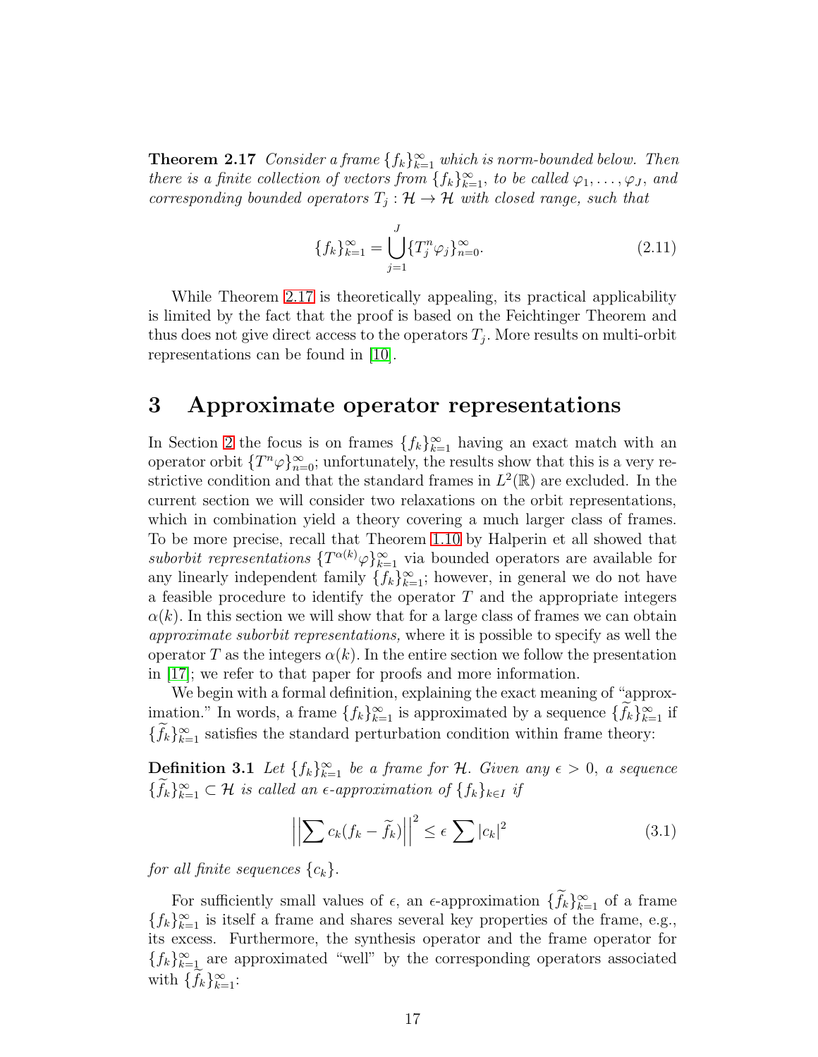**Theorem 2.17** *Consider a frame $\{f_k\}_{k=1}^\infty$ which is norm-bounded below. Then there is a finite collection of vectors from $\{f_k\}_{k=1}^\infty$, to be called $\varphi_1, \dots, \varphi_J$, and corresponding bounded operators $T_j : \mathcal{H} \to \mathcal{H}$ with closed range, such that*

$$\{f_k\}_{k=1}^\infty = \bigcup_{j=1}^J \{T_j^n \varphi_j\}_{n=0}^\infty. \tag{2.11}$$

While Theorem 2.17 is theoretically appealing, its practical applicability is limited by the fact that the proof is based on the Feichtinger Theorem and thus does not give direct access to the operators $T_j$. More results on multi-orbit representations can be found in [10].

# 3 Approximate operator representations

In Section 2 the focus is on frames $\{f_k\}_{k=1}^\infty$ having an exact match with an operator orbit $\{T^n\varphi\}_{n=0}^\infty$; unfortunately, the results show that this is a very restrictive condition and that the standard frames in $L^2(\mathbb{R})$ are excluded. In the current section we will consider two relaxations on the orbit representations, which in combination yield a theory covering a much larger class of frames. To be more precise, recall that Theorem 1.10 by Halperin et all showed that *suborbit representations* $\{T^{\alpha(k)}\varphi\}_{k=1}^\infty$ via bounded operators are available for any linearly independent family $\{f_k\}_{k=1}^\infty$; however, in general we do not have a feasible procedure to identify the operator $T$ and the appropriate integers $\alpha(k)$. In this section we will show that for a large class of frames we can obtain *approximate suborbit representations,* where it is possible to specify as well the operator $T$ as the integers $\alpha(k)$. In the entire section we follow the presentation in [17]; we refer to that paper for proofs and more information.

We begin with a formal definition, explaining the exact meaning of "approximation." In words, a frame $\{f_k\}_{k=1}^\infty$ is approximated by a sequence $\{\widetilde{f}_k\}_{k=1}^\infty$ if $\{\widetilde{f}_k\}_{k=1}^\infty$ satisfies the standard perturbation condition within frame theory:

**Definition 3.1** *Let $\{f_k\}_{k=1}^\infty$ be a frame for $\mathcal{H}$. Given any $\epsilon > 0$, a sequence $\{\widetilde{f}_k\}_{k=1}^\infty \subset \mathcal{H}$ is called an $\epsilon$-approximation of $\{f_k\}_{k\in I}$ if*

$$\left|\left|\sum c_k(f_k - \widetilde{f}_k)\right|\right|^2 \leq \epsilon \sum |c_k|^2 \tag{3.1}$$

*for all finite sequences $\{c_k\}$.*

For sufficiently small values of $\epsilon$, an $\epsilon$-approximation $\{\widetilde{f}_k\}_{k=1}^\infty$ of a frame $\{f_k\}_{k=1}^\infty$ is itself a frame and shares several key properties of the frame, e.g., its excess. Furthermore, the synthesis operator and the frame operator for $\{f_k\}_{k=1}^\infty$ are approximated "well" by the corresponding operators associated with $\{\widetilde{f}_k\}_{k=1}^\infty$: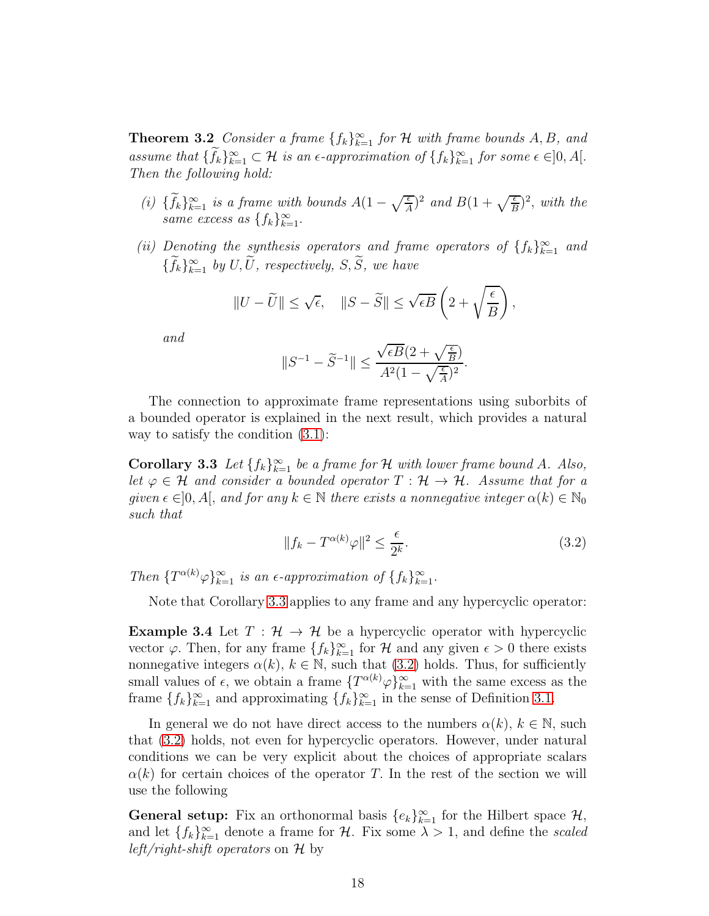**Theorem 3.2** *Consider a frame $\{f_k\}_{k=1}^\infty$ for $\mathcal{H}$ with frame bounds $A, B$, and assume that $\{\widetilde{f}_k\}_{k=1}^\infty \subset \mathcal{H}$ is an $\epsilon$-approximation of $\{f_k\}_{k=1}^\infty$ for some $\epsilon \in ]0, A[$. Then the following hold:*

*(i) $\{\widetilde{f}_k\}_{k=1}^\infty$ is a frame with bounds $A(1-\sqrt{\frac{\epsilon}{A}})^2$ and $B(1+\sqrt{\frac{\epsilon}{B}})^2$, with the same excess as $\{f_k\}_{k=1}^\infty$.*

*(ii) Denoting the synthesis operators and frame operators of $\{f_k\}_{k=1}^\infty$ and $\{\widetilde{f}_k\}_{k=1}^\infty$ by $U, \widetilde{U}$, respectively, $S, \widetilde{S}$, we have*

$$\|U - \widetilde{U}\| \le \sqrt{\epsilon}, \quad \|S - \widetilde{S}\| \le \sqrt{\epsilon B}\left(2 + \sqrt{\frac{\epsilon}{B}}\right),$$

*and*

$$\|S^{-1} - \widetilde{S}^{-1}\| \le \frac{\sqrt{\epsilon B}(2+\sqrt{\frac{\epsilon}{B}})}{A^2(1-\sqrt{\frac{\epsilon}{A}})^2}.$$

The connection to approximate frame representations using suborbits of a bounded operator is explained in the next result, which provides a natural way to satisfy the condition (3.1):

**Corollary 3.3** *Let $\{f_k\}_{k=1}^\infty$ be a frame for $\mathcal{H}$ with lower frame bound $A$. Also, let $\varphi \in \mathcal{H}$ and consider a bounded operator $T : \mathcal{H} \to \mathcal{H}$. Assume that for a given $\epsilon \in ]0, A[$, and for any $k \in \mathbb{N}$ there exists a nonnegative integer $\alpha(k) \in \mathbb{N}_0$ such that*

$$\|f_k - T^{\alpha(k)}\varphi\|^2 \le \frac{\epsilon}{2^k}. \tag{3.2}$$

*Then $\{T^{\alpha(k)}\varphi\}_{k=1}^\infty$ is an $\epsilon$-approximation of $\{f_k\}_{k=1}^\infty$.*

Note that Corollary 3.3 applies to any frame and any hypercyclic operator:

**Example 3.4** Let $T : \mathcal{H} \to \mathcal{H}$ be a hypercyclic operator with hypercyclic vector $\varphi$. Then, for any frame $\{f_k\}_{k=1}^\infty$ for $\mathcal{H}$ and any given $\epsilon > 0$ there exists nonnegative integers $\alpha(k)$, $k \in \mathbb{N}$, such that (3.2) holds. Thus, for sufficiently small values of $\epsilon$, we obtain a frame $\{T^{\alpha(k)}\varphi\}_{k=1}^\infty$ with the same excess as the frame $\{f_k\}_{k=1}^\infty$ and approximating $\{f_k\}_{k=1}^\infty$ in the sense of Definition 3.1.

In general we do not have direct access to the numbers $\alpha(k)$, $k \in \mathbb{N}$, such that (3.2) holds, not even for hypercyclic operators. However, under natural conditions we can be very explicit about the choices of appropriate scalars $\alpha(k)$ for certain choices of the operator $T$. In the rest of the section we will use the following

**General setup:** Fix an orthonormal basis $\{e_k\}_{k=1}^\infty$ for the Hilbert space $\mathcal{H}$, and let $\{f_k\}_{k=1}^\infty$ denote a frame for $\mathcal{H}$. Fix some $\lambda > 1$, and define the *scaled left/right-shift operators* on $\mathcal{H}$ by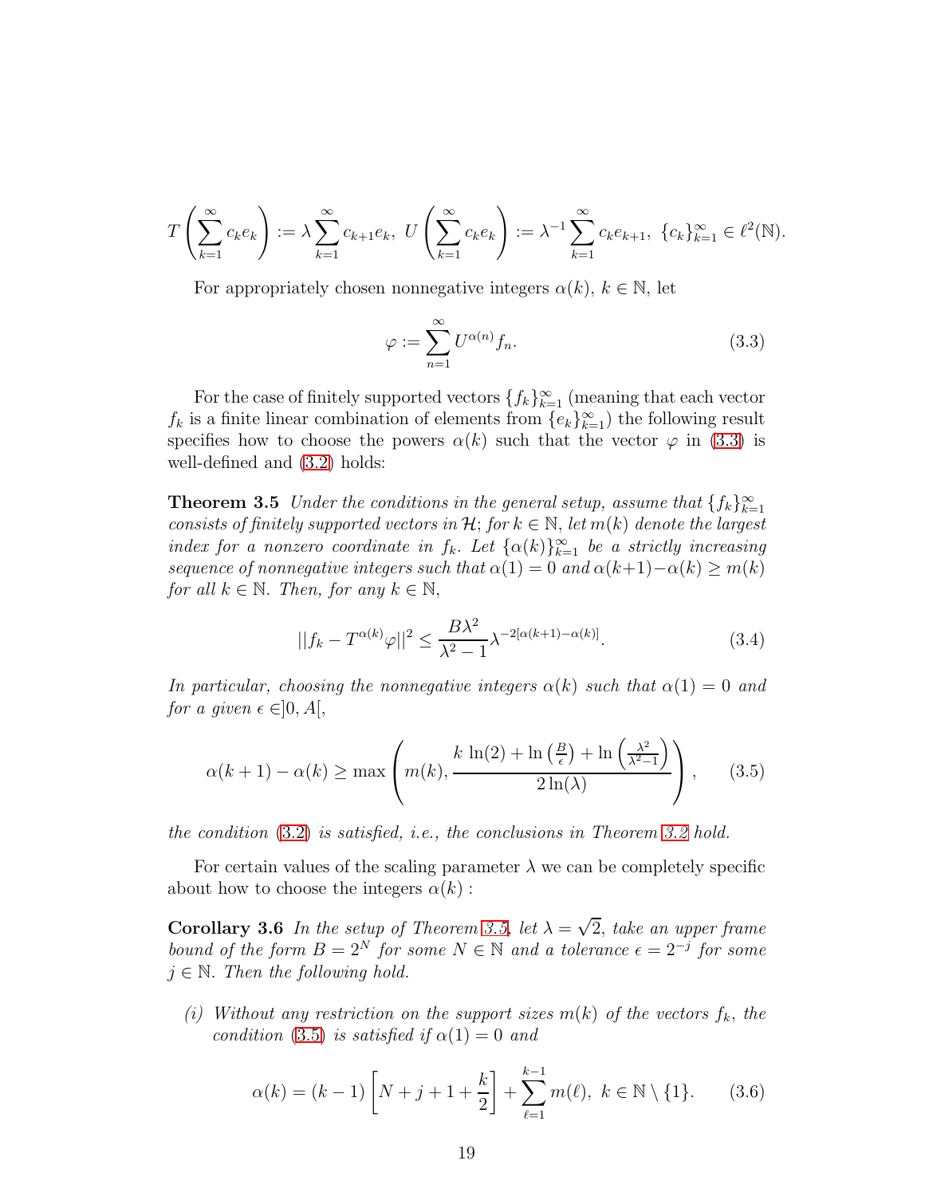$$T\left(\sum_{k=1}^{\infty} c_k e_k\right) := \lambda \sum_{k=1}^{\infty} c_{k+1} e_k, \; U\left(\sum_{k=1}^{\infty} c_k e_k\right) := \lambda^{-1} \sum_{k=1}^{\infty} c_k e_{k+1}, \; \{c_k\}_{k=1}^{\infty} \in \ell^2(\mathbb{N}).$$

For appropriately chosen nonnegative integers $\alpha(k)$, $k \in \mathbb{N}$, let

$$\varphi := \sum_{n=1}^{\infty} U^{\alpha(n)} f_n. \tag{3.3}$$

For the case of finitely supported vectors $\{f_k\}_{k=1}^{\infty}$ (meaning that each vector $f_k$ is a finite linear combination of elements from $\{e_k\}_{k=1}^{\infty}$) the following result specifies how to choose the powers $\alpha(k)$ such that the vector $\varphi$ in (3.3) is well-defined and (3.2) holds:

**Theorem 3.5** *Under the conditions in the general setup, assume that $\{f_k\}_{k=1}^{\infty}$ consists of finitely supported vectors in $\mathcal{H}$; for $k \in \mathbb{N}$, let $m(k)$ denote the largest index for a nonzero coordinate in $f_k$. Let $\{\alpha(k)\}_{k=1}^{\infty}$ be a strictly increasing sequence of nonnegative integers such that $\alpha(1) = 0$ and $\alpha(k+1) - \alpha(k) \geq m(k)$ for all $k \in \mathbb{N}$. Then, for any $k \in \mathbb{N}$,*

$$||f_k - T^{\alpha(k)} \varphi||^2 \leq \frac{B\lambda^2}{\lambda^2 - 1} \lambda^{-2[\alpha(k+1) - \alpha(k)]}. \tag{3.4}$$

*In particular, choosing the nonnegative integers $\alpha(k)$ such that $\alpha(1) = 0$ and for a given $\epsilon \in ]0, A[$,*

$$\alpha(k+1) - \alpha(k) \geq \max\left(m(k), \frac{k \, \ln(2) + \ln\left(\frac{B}{\epsilon}\right) + \ln\left(\frac{\lambda^2}{\lambda^2 - 1}\right)}{2 \ln(\lambda)}\right), \tag{3.5}$$

*the condition* (3.2) *is satisfied, i.e., the conclusions in Theorem 3.2 hold.*

For certain values of the scaling parameter $\lambda$ we can be completely specific about how to choose the integers $\alpha(k)$ :

**Corollary 3.6** *In the setup of Theorem 3.5, let $\lambda = \sqrt{2}$, take an upper frame bound of the form $B = 2^N$ for some $N \in \mathbb{N}$ and a tolerance $\epsilon = 2^{-j}$ for some $j \in \mathbb{N}$. Then the following hold.*

*(i) Without any restriction on the support sizes $m(k)$ of the vectors $f_k$, the condition* (3.5) *is satisfied if $\alpha(1) = 0$ and*

$$\alpha(k) = (k-1)\left[N + j + 1 + \frac{k}{2}\right] + \sum_{\ell=1}^{k-1} m(\ell), \; k \in \mathbb{N} \setminus \{1\}. \tag{3.6}$$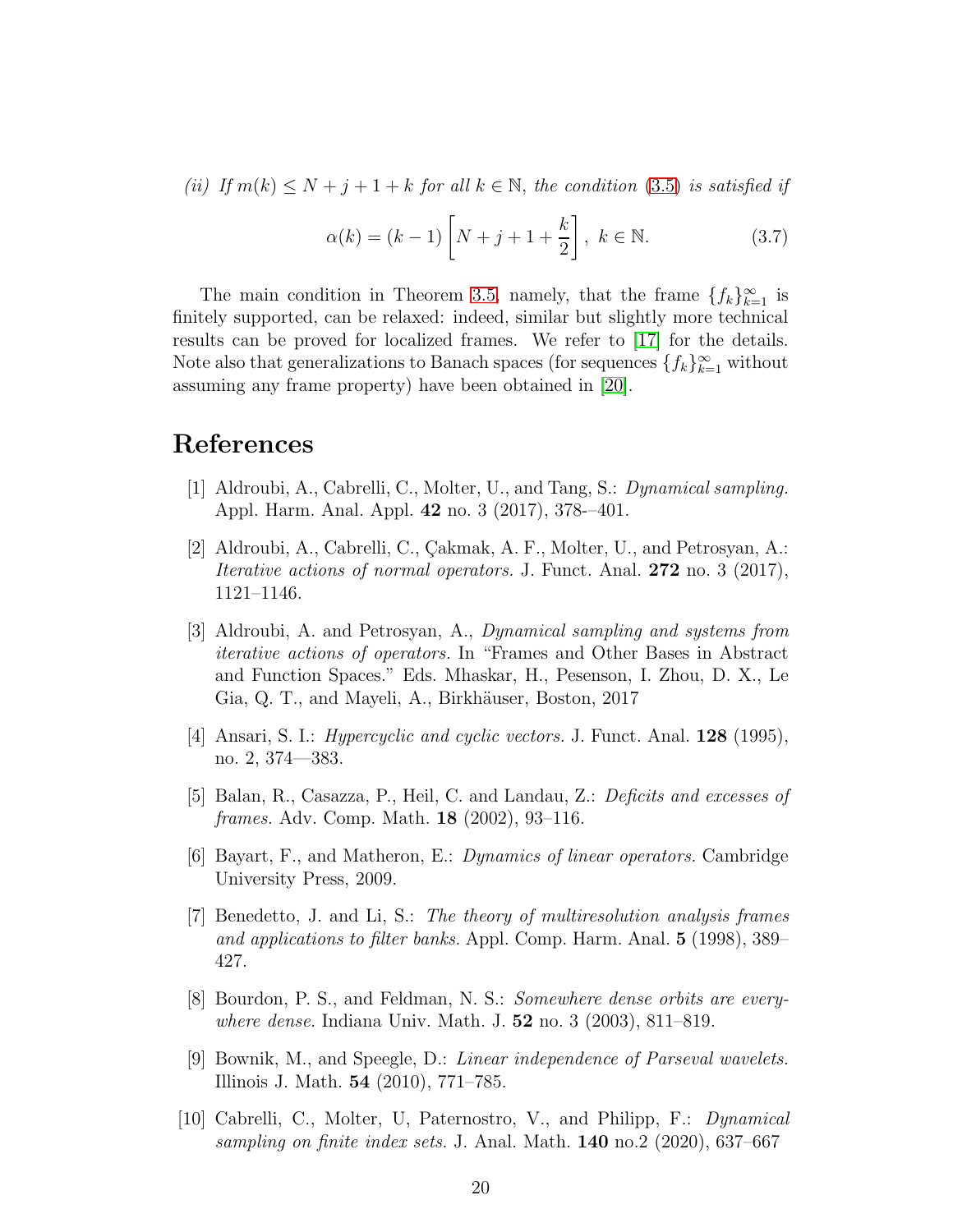*(ii) If $m(k) \leq N + j + 1 + k$ for all $k \in \mathbb{N}$, the condition (3.5) is satisfied if*

$$\alpha(k) = (k-1)\left[N + j + 1 + \frac{k}{2}\right], \; k \in \mathbb{N}. \tag{3.7}$$

The main condition in Theorem 3.5, namely, that the frame $\{f_k\}_{k=1}^{\infty}$ is finitely supported, can be relaxed: indeed, similar but slightly more technical results can be proved for localized frames. We refer to [17] for the details. Note also that generalizations to Banach spaces (for sequences $\{f_k\}_{k=1}^{\infty}$ without assuming any frame property) have been obtained in [20].

# References

[1] Aldroubi, A., Cabrelli, C., Molter, U., and Tang, S.: *Dynamical sampling.* Appl. Harm. Anal. Appl. **42** no. 3 (2017), 378-–401.

[2] Aldroubi, A., Cabrelli, C., Çakmak, A. F., Molter, U., and Petrosyan, A.: *Iterative actions of normal operators.* J. Funct. Anal. **272** no. 3 (2017), 1121–1146.

[3] Aldroubi, A. and Petrosyan, A., *Dynamical sampling and systems from iterative actions of operators.* In "Frames and Other Bases in Abstract and Function Spaces." Eds. Mhaskar, H., Pesenson, I. Zhou, D. X., Le Gia, Q. T., and Mayeli, A., Birkhäuser, Boston, 2017

[4] Ansari, S. I.: *Hypercyclic and cyclic vectors.* J. Funct. Anal. **128** (1995), no. 2, 374—383.

[5] Balan, R., Casazza, P., Heil, C. and Landau, Z.: *Deficits and excesses of frames.* Adv. Comp. Math. **18** (2002), 93–116.

[6] Bayart, F., and Matheron, E.: *Dynamics of linear operators.* Cambridge University Press, 2009.

[7] Benedetto, J. and Li, S.: *The theory of multiresolution analysis frames and applications to filter banks.* Appl. Comp. Harm. Anal. **5** (1998), 389–427.

[8] Bourdon, P. S., and Feldman, N. S.: *Somewhere dense orbits are everywhere dense.* Indiana Univ. Math. J. **52** no. 3 (2003), 811–819.

[9] Bownik, M., and Speegle, D.: *Linear independence of Parseval wavelets.* Illinois J. Math. **54** (2010), 771–785.

[10] Cabrelli, C., Molter, U, Paternostro, V., and Philipp, F.: *Dynamical sampling on finite index sets.* J. Anal. Math. **140** no.2 (2020), 637–667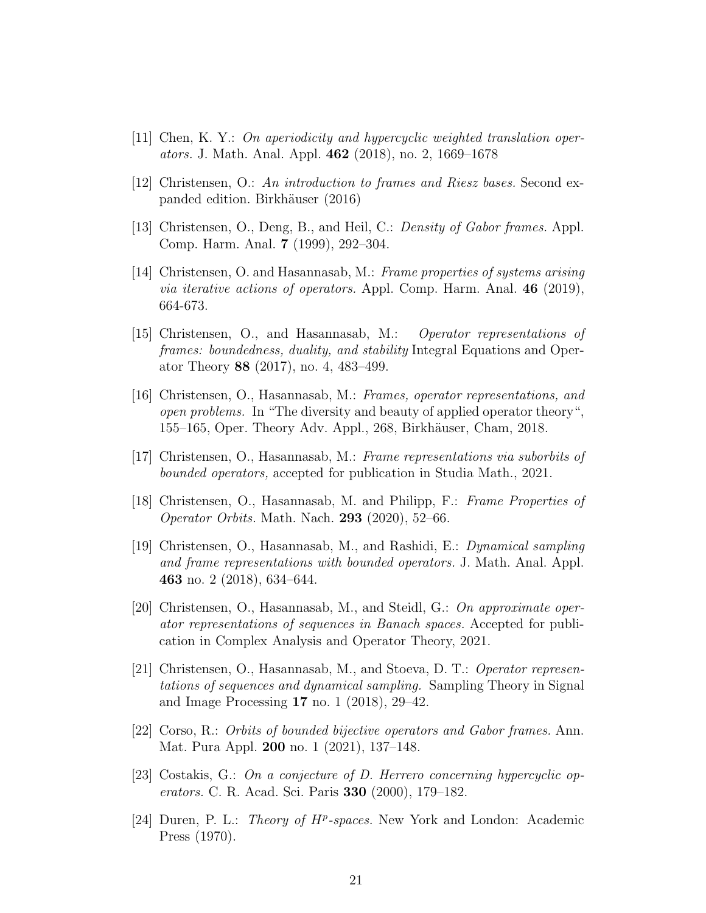[11] Chen, K. Y.: *On aperiodicity and hypercyclic weighted translation operators.* J. Math. Anal. Appl. **462** (2018), no. 2, 1669–1678

[12] Christensen, O.: *An introduction to frames and Riesz bases.* Second expanded edition. Birkhäuser (2016)

[13] Christensen, O., Deng, B., and Heil, C.: *Density of Gabor frames.* Appl. Comp. Harm. Anal. **7** (1999), 292–304.

[14] Christensen, O. and Hasannasab, M.: *Frame properties of systems arising via iterative actions of operators.* Appl. Comp. Harm. Anal. **46** (2019), 664-673.

[15] Christensen, O., and Hasannasab, M.: *Operator representations of frames: boundedness, duality, and stability* Integral Equations and Operator Theory **88** (2017), no. 4, 483–499.

[16] Christensen, O., Hasannasab, M.: *Frames, operator representations, and open problems.* In "The diversity and beauty of applied operator theory", 155–165, Oper. Theory Adv. Appl., 268, Birkhäuser, Cham, 2018.

[17] Christensen, O., Hasannasab, M.: *Frame representations via suborbits of bounded operators,* accepted for publication in Studia Math., 2021.

[18] Christensen, O., Hasannasab, M. and Philipp, F.: *Frame Properties of Operator Orbits.* Math. Nach. **293** (2020), 52–66.

[19] Christensen, O., Hasannasab, M., and Rashidi, E.: *Dynamical sampling and frame representations with bounded operators.* J. Math. Anal. Appl. **463** no. 2 (2018), 634–644.

[20] Christensen, O., Hasannasab, M., and Steidl, G.: *On approximate operator representations of sequences in Banach spaces.* Accepted for publication in Complex Analysis and Operator Theory, 2021.

[21] Christensen, O., Hasannasab, M., and Stoeva, D. T.: *Operator representations of sequences and dynamical sampling.* Sampling Theory in Signal and Image Processing **17** no. 1 (2018), 29–42.

[22] Corso, R.: *Orbits of bounded bijective operators and Gabor frames.* Ann. Mat. Pura Appl. **200** no. 1 (2021), 137–148.

[23] Costakis, G.: *On a conjecture of D. Herrero concerning hypercyclic operators.* C. R. Acad. Sci. Paris **330** (2000), 179–182.

[24] Duren, P. L.: *Theory of $H^p$-spaces.* New York and London: Academic Press (1970).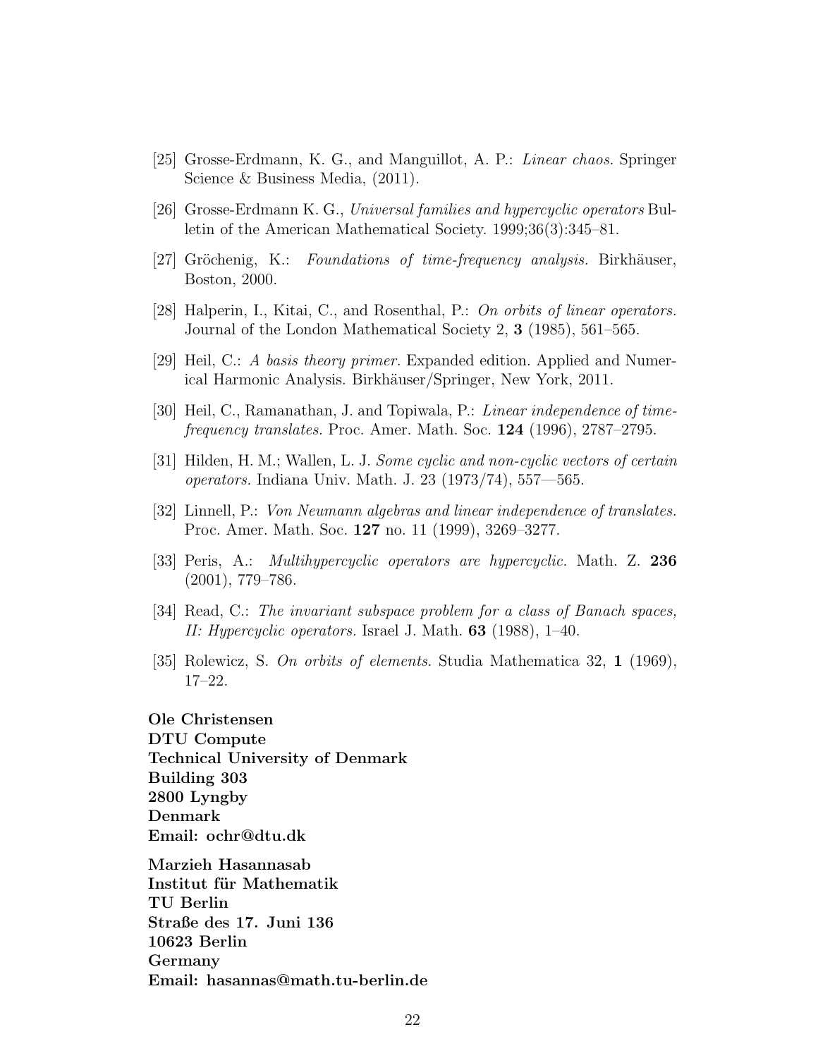[25] Grosse-Erdmann, K. G., and Manguillot, A. P.: *Linear chaos.* Springer Science & Business Media, (2011).

[26] Grosse-Erdmann K. G., *Universal families and hypercyclic operators* Bulletin of the American Mathematical Society. 1999;36(3):345–81.

[27] Gröchenig, K.: *Foundations of time-frequency analysis.* Birkhäuser, Boston, 2000.

[28] Halperin, I., Kitai, C., and Rosenthal, P.: *On orbits of linear operators.* Journal of the London Mathematical Society 2, **3** (1985), 561–565.

[29] Heil, C.: *A basis theory primer.* Expanded edition. Applied and Numerical Harmonic Analysis. Birkhäuser/Springer, New York, 2011.

[30] Heil, C., Ramanathan, J. and Topiwala, P.: *Linear independence of time-frequency translates.* Proc. Amer. Math. Soc. **124** (1996), 2787–2795.

[31] Hilden, H. M.; Wallen, L. J. *Some cyclic and non-cyclic vectors of certain operators.* Indiana Univ. Math. J. 23 (1973/74), 557—565.

[32] Linnell, P.: *Von Neumann algebras and linear independence of translates.* Proc. Amer. Math. Soc. **127** no. 11 (1999), 3269–3277.

[33] Peris, A.: *Multihypercyclic operators are hypercyclic.* Math. Z. **236** (2001), 779–786.

[34] Read, C.: *The invariant subspace problem for a class of Banach spaces, II: Hypercyclic operators.* Israel J. Math. **63** (1988), 1–40.

[35] Rolewicz, S. *On orbits of elements.* Studia Mathematica 32, **1** (1969), 17–22.

**Ole Christensen**
**DTU Compute**
**Technical University of Denmark**
**Building 303**
**2800 Lyngby**
**Denmark**
**Email: ochr@dtu.dk**

**Marzieh Hasannasab**
**Institut für Mathematik**
**TU Berlin**
**Straße des 17. Juni 136**
**10623 Berlin**
**Germany**
**Email: hasannas@math.tu-berlin.de**